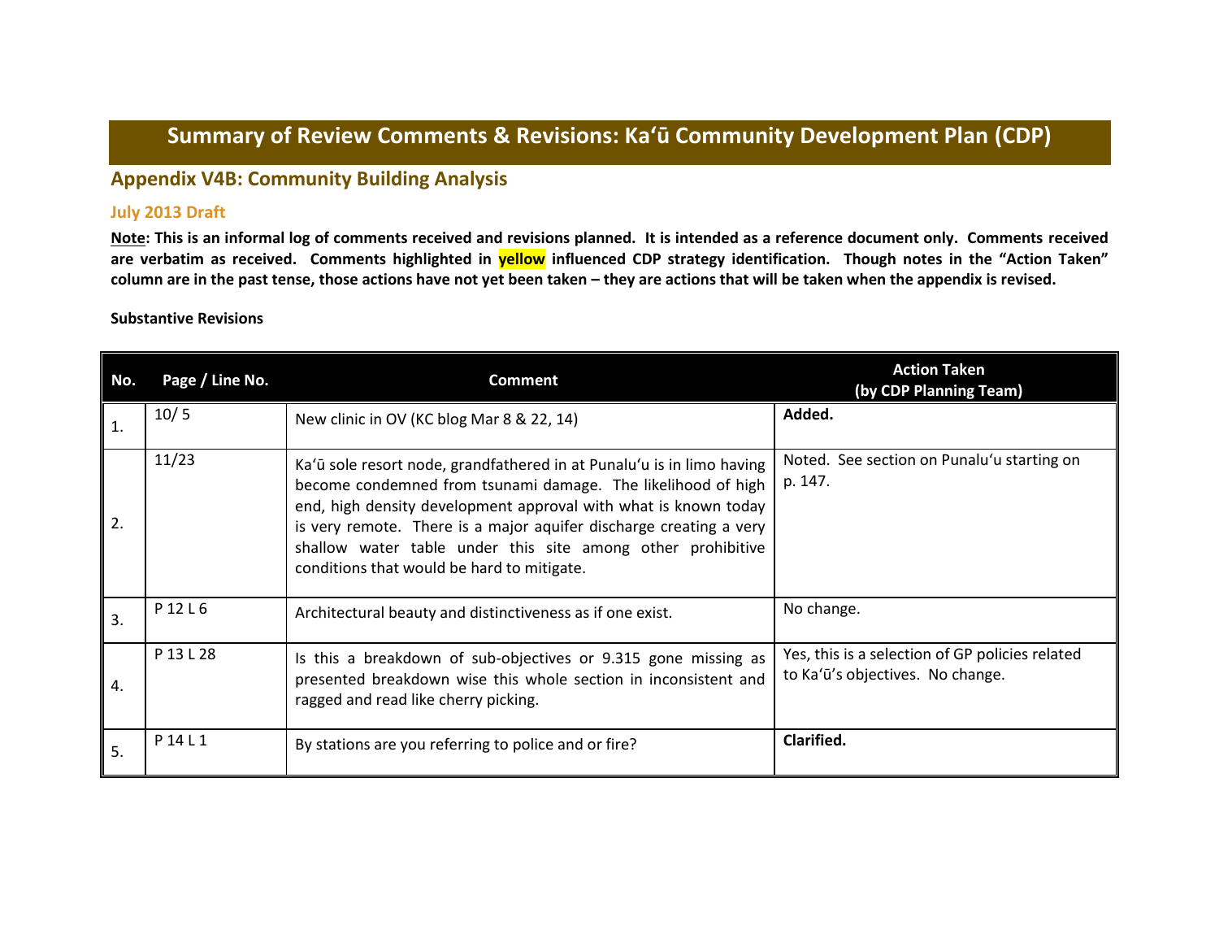# Summary of Review Comments & Revisions: Kaʻū Community Development Plan (CDP)

## Appendix V4B: Community Building Analysis

### July 2013 Draft

**Note: This is an informal log of comments received and revisions planned. It is intended as a reference document only. Comments received are verbatim as received. Comments highlighted in yellow influenced CDP strategy identification. Though notes in the "Action Taken" column are in the past tense, those actions have not yet been taken – they are actions that will be taken when the appendix is revised.**

**Substantive Revisions**

| No. | Page / Line No. | Comment | Action Taken (by CDP Planning Team) |
|---|---|---|---|
| 1. | 10/ 5 | New clinic in OV (KC blog Mar 8 & 22, 14) | **Added.** |
| 2. | 11/23 | Kaʻū sole resort node, grandfathered in at Punaluʻu is in limo having become condemned from tsunami damage. The likelihood of high end, high density development approval with what is known today is very remote. There is a major aquifer discharge creating a very shallow water table under this site among other prohibitive conditions that would be hard to mitigate. | Noted. See section on Punaluʻu starting on p. 147. |
| 3. | P 12 L 6 | Architectural beauty and distinctiveness as if one exist. | No change. |
| 4. | P 13 L 28 | Is this a breakdown of sub-objectives or 9.315 gone missing as presented breakdown wise this whole section in inconsistent and ragged and read like cherry picking. | Yes, this is a selection of GP policies related to Kaʻū's objectives. No change. |
| 5. | P 14 L 1 | By stations are you referring to police and or fire? | **Clarified.** |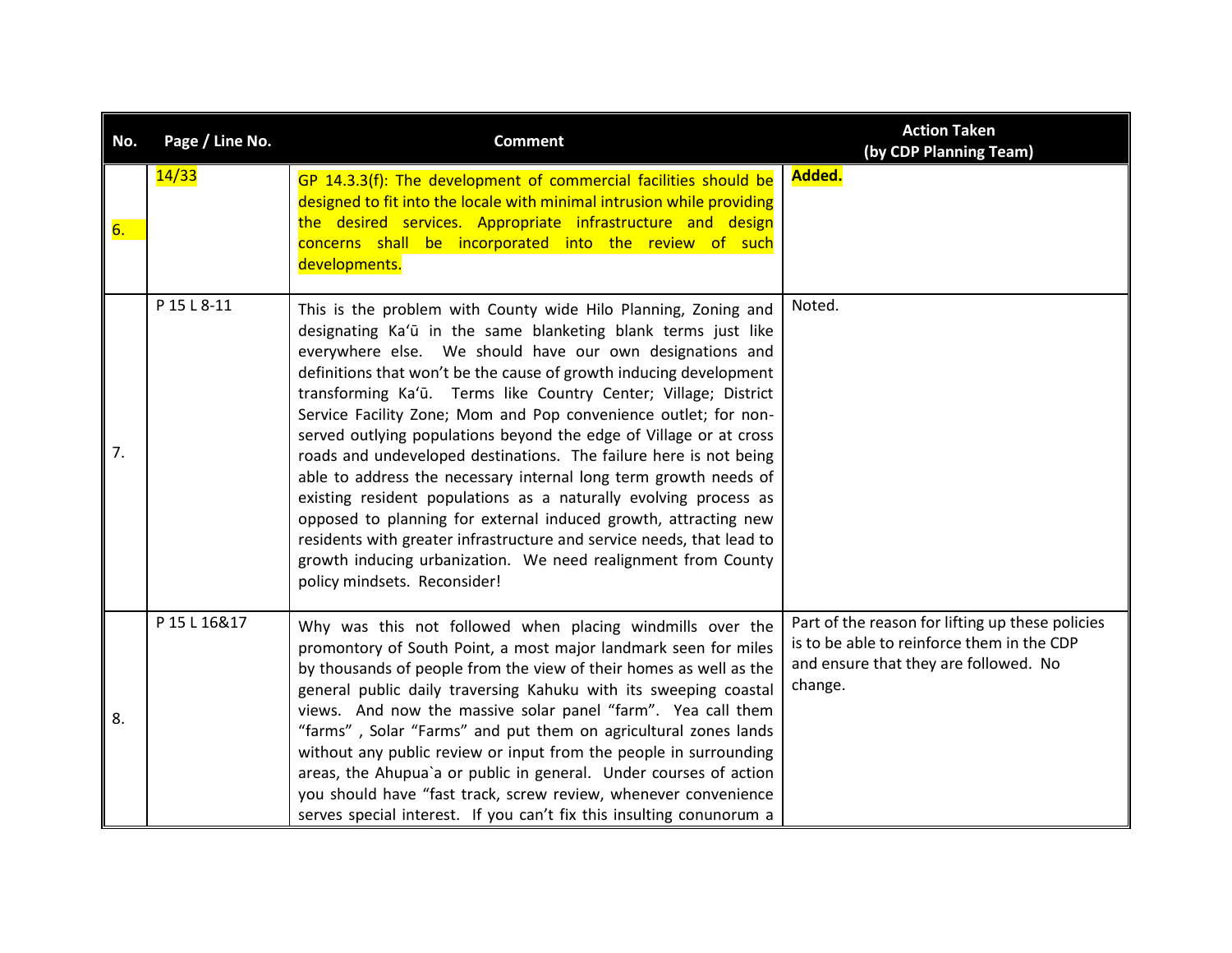| No. | Page / Line No. | Comment | Action Taken (by CDP Planning Team) |
|---|---|---|---|
| 6. | 14/33 | GP 14.3.3(f): The development of commercial facilities should be designed to fit into the locale with minimal intrusion while providing the desired services. Appropriate infrastructure and design concerns shall be incorporated into the review of such developments. | **Added.** |
| 7. | P 15 L 8-11 | This is the problem with County wide Hilo Planning, Zoning and designating Kaʻū in the same blanketing blank terms just like everywhere else. We should have our own designations and definitions that won't be the cause of growth inducing development transforming Kaʻū. Terms like Country Center; Village; District Service Facility Zone; Mom and Pop convenience outlet; for non-served outlying populations beyond the edge of Village or at cross roads and undeveloped destinations. The failure here is not being able to address the necessary internal long term growth needs of existing resident populations as a naturally evolving process as opposed to planning for external induced growth, attracting new residents with greater infrastructure and service needs, that lead to growth inducing urbanization. We need realignment from County policy mindsets. Reconsider! | Noted. |
| 8. | P 15 L 16&17 | Why was this not followed when placing windmills over the promontory of South Point, a most major landmark seen for miles by thousands of people from the view of their homes as well as the general public daily traversing Kahuku with its sweeping coastal views. And now the massive solar panel "farm". Yea call them "farms" , Solar "Farms" and put them on agricultural zones lands without any public review or input from the people in surrounding areas, the Ahupua`a or public in general. Under courses of action you should have "fast track, screw review, whenever convenience serves special interest. If you can't fix this insulting conunorum a | Part of the reason for lifting up these policies is to be able to reinforce them in the CDP and ensure that they are followed. No change. |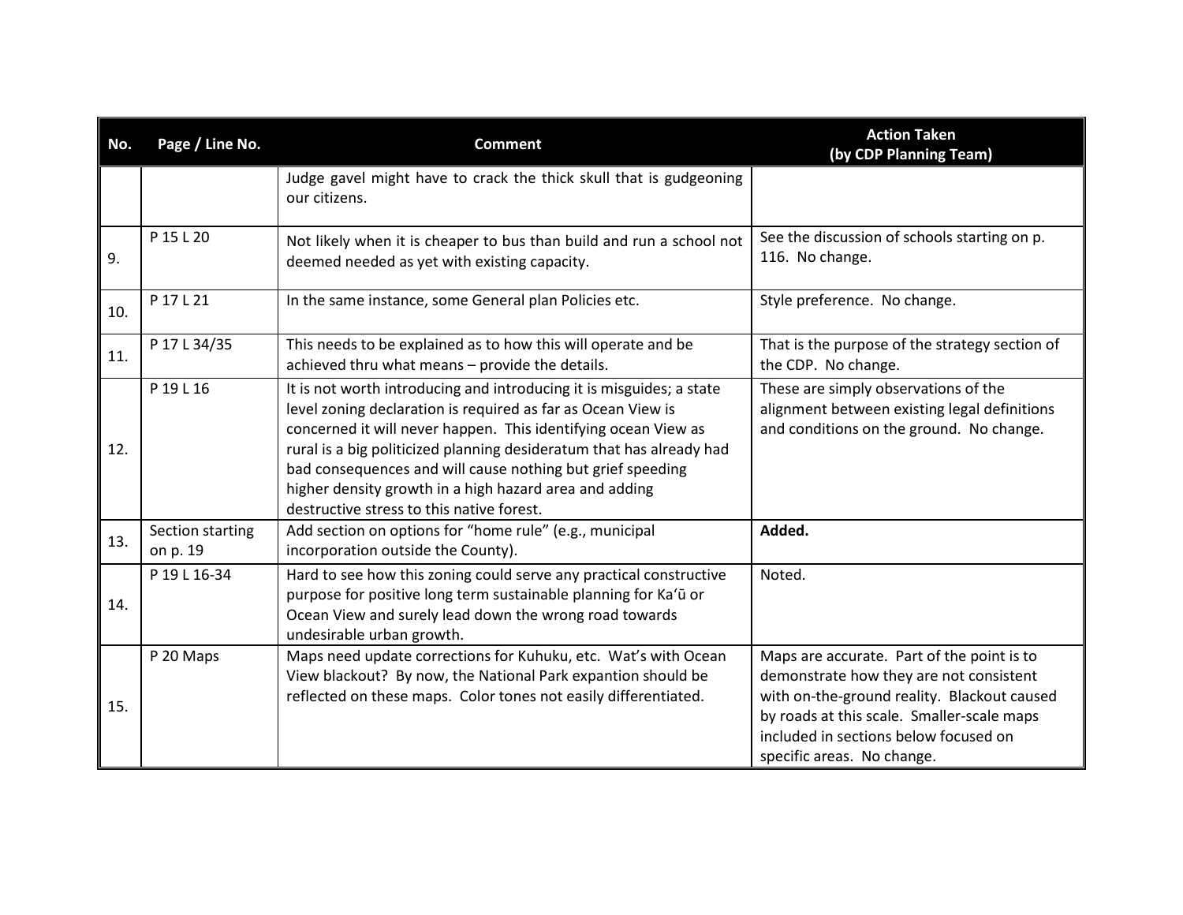| No. | Page / Line No. | Comment | Action Taken (by CDP Planning Team) |
|---|---|---|---|
| | | Judge gavel might have to crack the thick skull that is gudgeoning our citizens. | |
| 9. | P 15 L 20 | Not likely when it is cheaper to bus than build and run a school not deemed needed as yet with existing capacity. | See the discussion of schools starting on p. 116. No change. |
| 10. | P 17 L 21 | In the same instance, some General plan Policies etc. | Style preference. No change. |
| 11. | P 17 L 34/35 | This needs to be explained as to how this will operate and be achieved thru what means – provide the details. | That is the purpose of the strategy section of the CDP. No change. |
| 12. | P 19 L 16 | It is not worth introducing and introducing it is misguides; a state level zoning declaration is required as far as Ocean View is concerned it will never happen. This identifying ocean View as rural is a big politicized planning desideratum that has already had bad consequences and will cause nothing but grief speeding higher density growth in a high hazard area and adding destructive stress to this native forest. | These are simply observations of the alignment between existing legal definitions and conditions on the ground. No change. |
| 13. | Section starting on p. 19 | Add section on options for "home rule" (e.g., municipal incorporation outside the County). | **Added.** |
| 14. | P 19 L 16-34 | Hard to see how this zoning could serve any practical constructive purpose for positive long term sustainable planning for Kaʻū or Ocean View and surely lead down the wrong road towards undesirable urban growth. | Noted. |
| 15. | P 20 Maps | Maps need update corrections for Kuhuku, etc. Wat's with Ocean View blackout? By now, the National Park expantion should be reflected on these maps. Color tones not easily differentiated. | Maps are accurate. Part of the point is to demonstrate how they are not consistent with on-the-ground reality. Blackout caused by roads at this scale. Smaller-scale maps included in sections below focused on specific areas. No change. |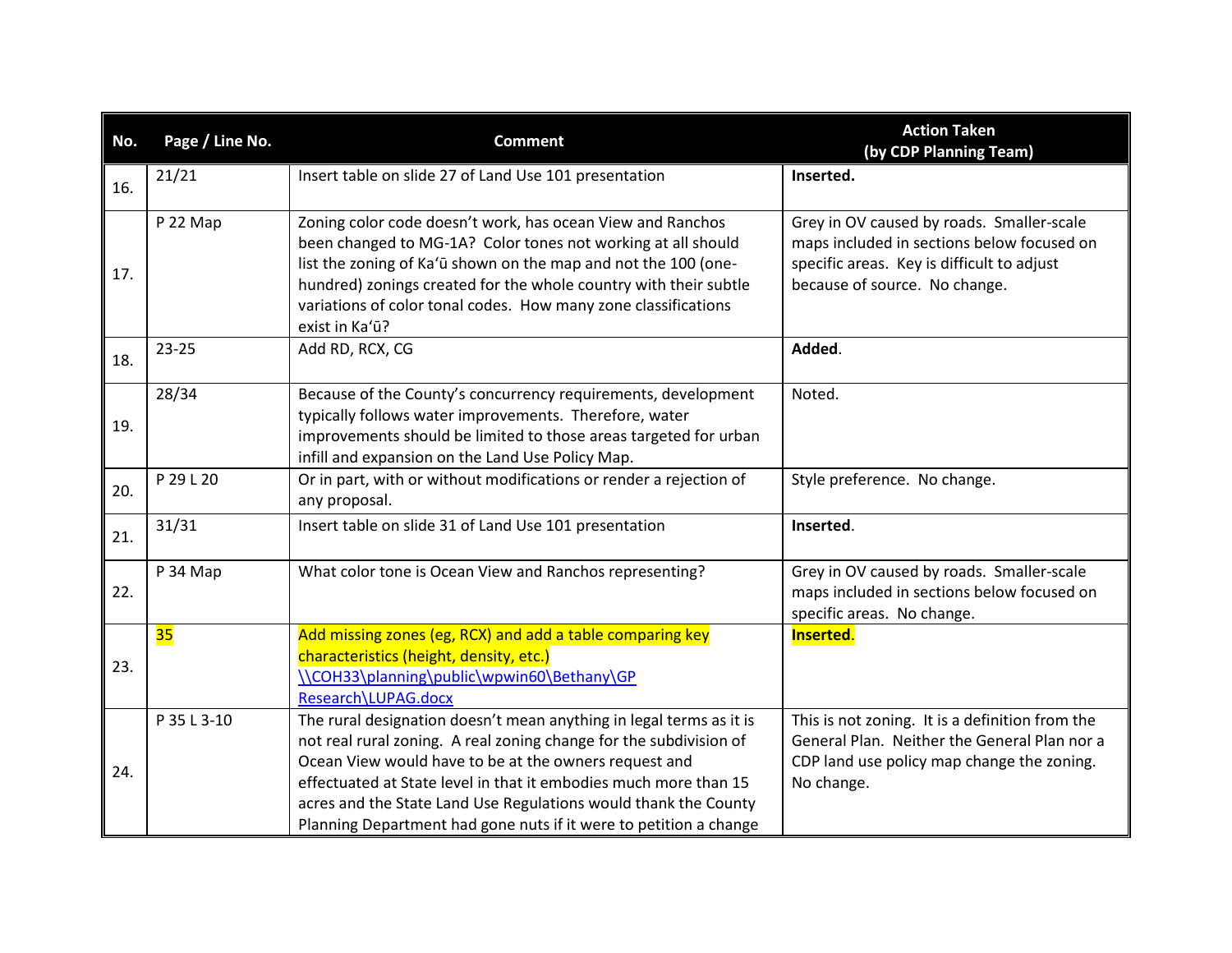| No. | Page / Line No. | Comment | Action Taken (by CDP Planning Team) |
|---|---|---|---|
| 16. | 21/21 | Insert table on slide 27 of Land Use 101 presentation | **Inserted.** |
| 17. | P 22 Map | Zoning color code doesn't work, has ocean View and Ranchos been changed to MG-1A? Color tones not working at all should list the zoning of Ka'ū shown on the map and not the 100 (one-hundred) zonings created for the whole country with their subtle variations of color tonal codes. How many zone classifications exist in Ka'ū? | Grey in OV caused by roads. Smaller-scale maps included in sections below focused on specific areas. Key is difficult to adjust because of source. No change. |
| 18. | 23-25 | Add RD, RCX, CG | **Added**. |
| 19. | 28/34 | Because of the County's concurrency requirements, development typically follows water improvements. Therefore, water improvements should be limited to those areas targeted for urban infill and expansion on the Land Use Policy Map. | Noted. |
| 20. | P 29 L 20 | Or in part, with or without modifications or render a rejection of any proposal. | Style preference. No change. |
| 21. | 31/31 | Insert table on slide 31 of Land Use 101 presentation | **Inserted**. |
| 22. | P 34 Map | What color tone is Ocean View and Ranchos representing? | Grey in OV caused by roads. Smaller-scale maps included in sections below focused on specific areas. No change. |
| 23. | 35 | Add missing zones (eg, RCX) and add a table comparing key characteristics (height, density, etc.) \\COH33\planning\public\wpwin60\Bethany\GP Research\LUPAG.docx | **Inserted**. |
| 24. | P 35 L 3-10 | The rural designation doesn't mean anything in legal terms as it is not real rural zoning. A real zoning change for the subdivision of Ocean View would have to be at the owners request and effectuated at State level in that it embodies much more than 15 acres and the State Land Use Regulations would thank the County Planning Department had gone nuts if it were to petition a change | This is not zoning. It is a definition from the General Plan. Neither the General Plan nor a CDP land use policy map change the zoning. No change. |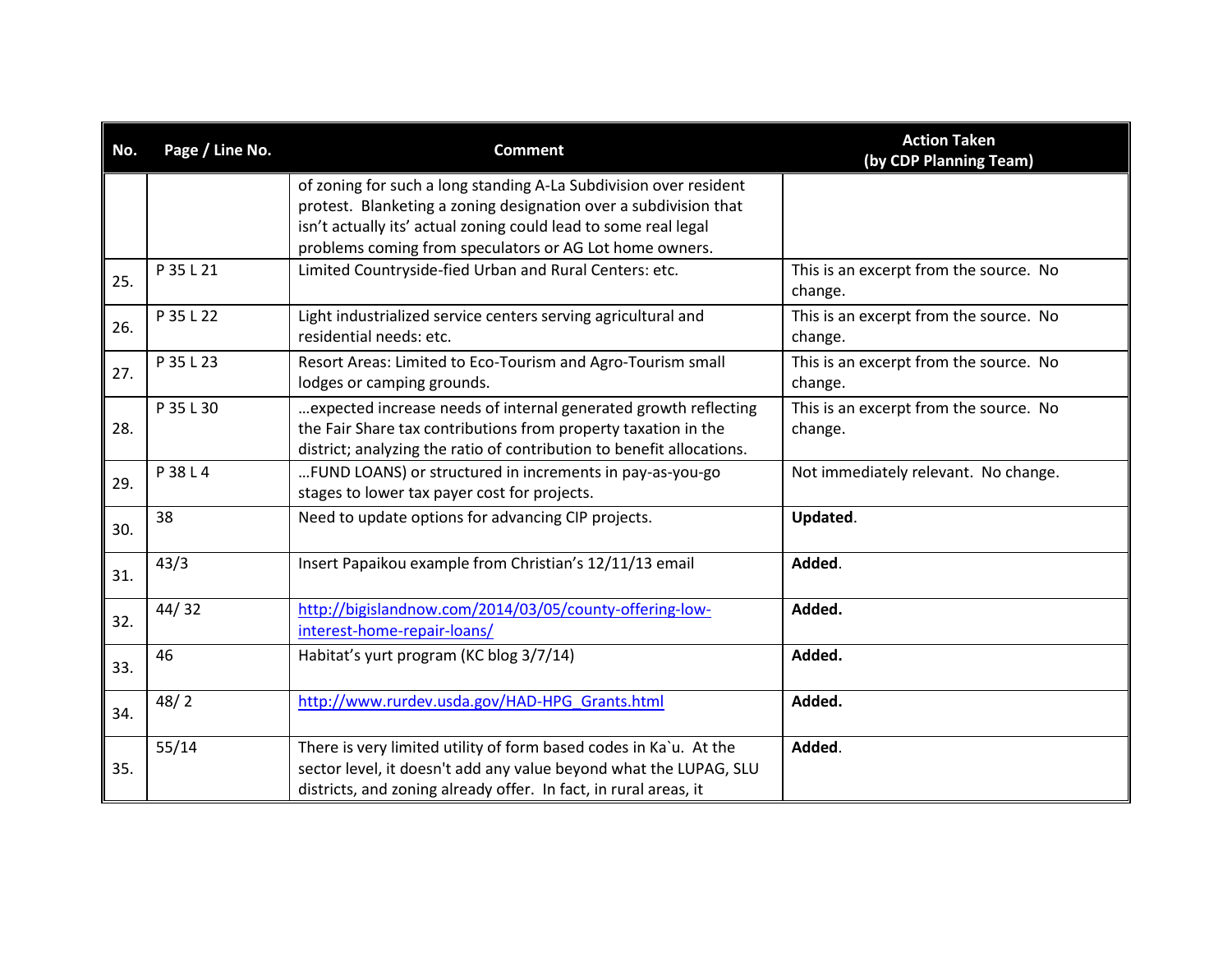| No. | Page / Line No. | Comment | Action Taken (by CDP Planning Team) |
|---|---|---|---|
| | | of zoning for such a long standing A-La Subdivision over resident protest. Blanketing a zoning designation over a subdivision that isn't actually its' actual zoning could lead to some real legal problems coming from speculators or AG Lot home owners. | |
| 25. | P 35 L 21 | Limited Countryside-fied Urban and Rural Centers: etc. | This is an excerpt from the source. No change. |
| 26. | P 35 L 22 | Light industrialized service centers serving agricultural and residential needs: etc. | This is an excerpt from the source. No change. |
| 27. | P 35 L 23 | Resort Areas: Limited to Eco-Tourism and Agro-Tourism small lodges or camping grounds. | This is an excerpt from the source. No change. |
| 28. | P 35 L 30 | …expected increase needs of internal generated growth reflecting the Fair Share tax contributions from property taxation in the district; analyzing the ratio of contribution to benefit allocations. | This is an excerpt from the source. No change. |
| 29. | P 38 L 4 | …FUND LOANS) or structured in increments in pay-as-you-go stages to lower tax payer cost for projects. | Not immediately relevant. No change. |
| 30. | 38 | Need to update options for advancing CIP projects. | **Updated**. |
| 31. | 43/3 | Insert Papaikou example from Christian's 12/11/13 email | **Added**. |
| 32. | 44/ 32 | http://bigislandnow.com/2014/03/05/county-offering-low-interest-home-repair-loans/ | **Added.** |
| 33. | 46 | Habitat's yurt program (KC blog 3/7/14) | **Added.** |
| 34. | 48/ 2 | http://www.rurdev.usda.gov/HAD-HPG_Grants.html | **Added.** |
| 35. | 55/14 | There is very limited utility of form based codes in Ka`u. At the sector level, it doesn't add any value beyond what the LUPAG, SLU districts, and zoning already offer. In fact, in rural areas, it | **Added**. |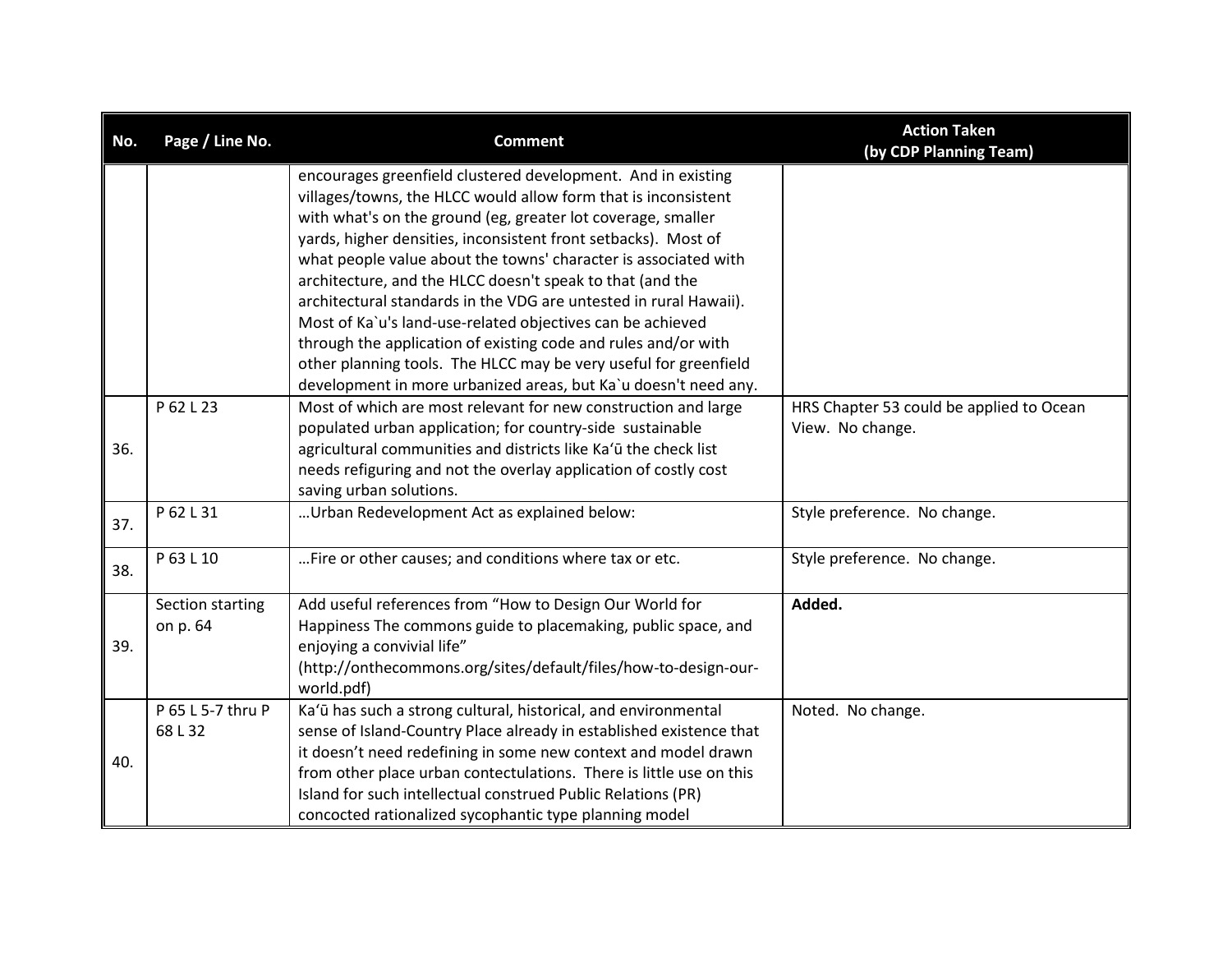| No. | Page / Line No. | Comment | Action Taken (by CDP Planning Team) |
|---|---|---|---|
| | | encourages greenfield clustered development. And in existing villages/towns, the HLCC would allow form that is inconsistent with what's on the ground (eg, greater lot coverage, smaller yards, higher densities, inconsistent front setbacks). Most of what people value about the towns' character is associated with architecture, and the HLCC doesn't speak to that (and the architectural standards in the VDG are untested in rural Hawaii). Most of Ka`u's land-use-related objectives can be achieved through the application of existing code and rules and/or with other planning tools. The HLCC may be very useful for greenfield development in more urbanized areas, but Ka`u doesn't need any. | |
| 36. | P 62 L 23 | Most of which are most relevant for new construction and large populated urban application; for country-side sustainable agricultural communities and districts like Kaʻū the check list needs refiguring and not the overlay application of costly cost saving urban solutions. | HRS Chapter 53 could be applied to Ocean View. No change. |
| 37. | P 62 L 31 | …Urban Redevelopment Act as explained below: | Style preference. No change. |
| 38. | P 63 L 10 | …Fire or other causes; and conditions where tax or etc. | Style preference. No change. |
| 39. | Section starting on p. 64 | Add useful references from "How to Design Our World for Happiness The commons guide to placemaking, public space, and enjoying a convivial life" (http://onthecommons.org/sites/default/files/how-to-design-our-world.pdf) | **Added.** |
| 40. | P 65 L 5-7 thru P 68 L 32 | Kaʻū has such a strong cultural, historical, and environmental sense of Island-Country Place already in established existence that it doesn't need redefining in some new context and model drawn from other place urban contectulations. There is little use on this Island for such intellectual construed Public Relations (PR) concocted rationalized sycophantic type planning model | Noted. No change. |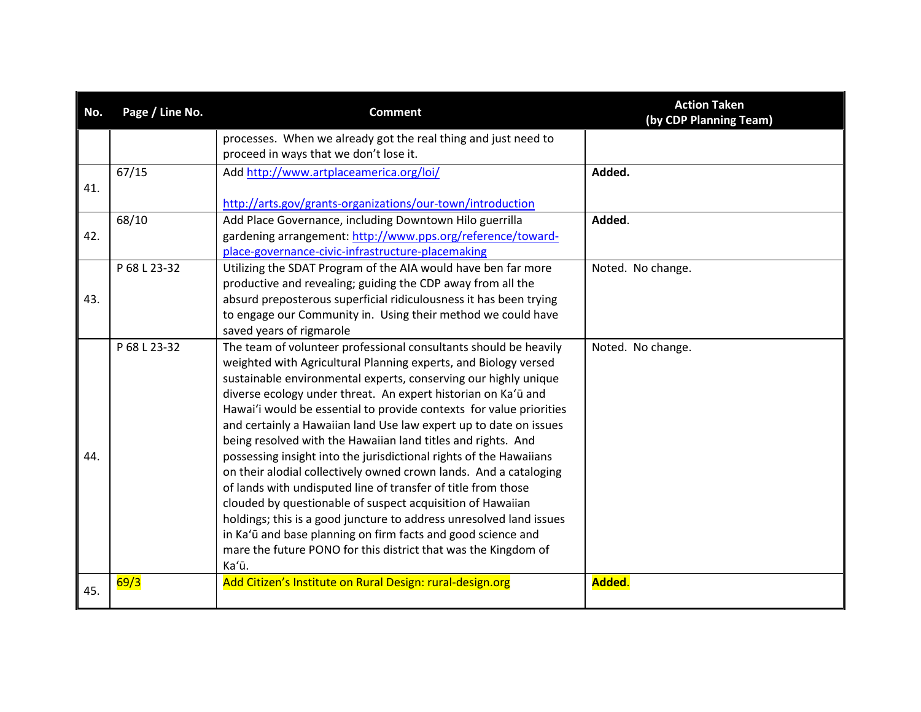| No. | Page / Line No. | Comment | Action Taken (by CDP Planning Team) |
|---|---|---|---|
| | | processes. When we already got the real thing and just need to proceed in ways that we don't lose it. | |
| 41. | 67/15 | Add http://www.artplaceamerica.org/loi/ http://arts.gov/grants-organizations/our-town/introduction | **Added.** |
| 42. | 68/10 | Add Place Governance, including Downtown Hilo guerrilla gardening arrangement: http://www.pps.org/reference/toward-place-governance-civic-infrastructure-placemaking | **Added**. |
| 43. | P 68 L 23-32 | Utilizing the SDAT Program of the AIA would have ben far more productive and revealing; guiding the CDP away from all the absurd preposterous superficial ridiculousness it has been trying to engage our Community in. Using their method we could have saved years of rigmarole | Noted. No change. |
| 44. | P 68 L 23-32 | The team of volunteer professional consultants should be heavily weighted with Agricultural Planning experts, and Biology versed sustainable environmental experts, conserving our highly unique diverse ecology under threat. An expert historian on Kaʻū and Hawaiʻi would be essential to provide contexts for value priorities and certainly a Hawaiian land Use law expert up to date on issues being resolved with the Hawaiian land titles and rights. And possessing insight into the jurisdictional rights of the Hawaiians on their alodial collectively owned crown lands. And a cataloging of lands with undisputed line of transfer of title from those clouded by questionable of suspect acquisition of Hawaiian holdings; this is a good juncture to address unresolved land issues in Kaʻū and base planning on firm facts and good science and mare the future PONO for this district that was the Kingdom of Kaʻū. | Noted. No change. |
| 45. | 69/3 | Add Citizen's Institute on Rural Design: rural-design.org | **Added**. |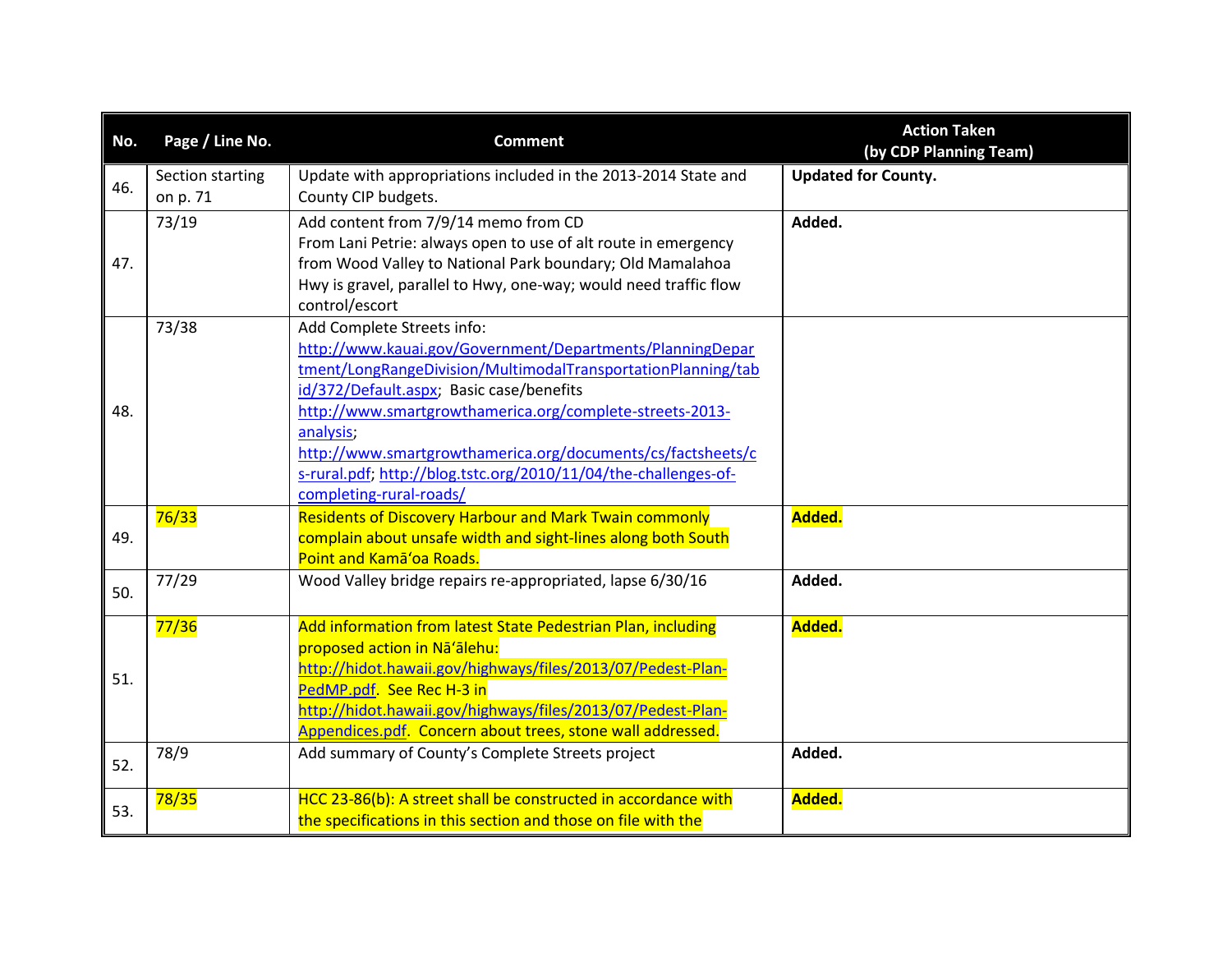| No. | Page / Line No. | Comment | Action Taken (by CDP Planning Team) |
|---|---|---|---|
| 46. | Section starting on p. 71 | Update with appropriations included in the 2013-2014 State and County CIP budgets. | **Updated for County.** |
| 47. | 73/19 | Add content from 7/9/14 memo from CD<br>From Lani Petrie: always open to use of alt route in emergency from Wood Valley to National Park boundary; Old Mamalahoa Hwy is gravel, parallel to Hwy, one-way; would need traffic flow control/escort | **Added.** |
| 48. | 73/38 | Add Complete Streets info: http://www.kauai.gov/Government/Departments/PlanningDepartment/LongRangeDivision/MultimodalTransportationPlanning/tabid/372/Default.aspx; Basic case/benefits http://www.smartgrowthamerica.org/complete-streets-2013-analysis; http://www.smartgrowthamerica.org/documents/cs/factsheets/cs-rural.pdf; http://blog.tstc.org/2010/11/04/the-challenges-of-completing-rural-roads/ | |
| 49. | 76/33 | Residents of Discovery Harbour and Mark Twain commonly complain about unsafe width and sight-lines along both South Point and Kamāʻoa Roads. | **Added.** |
| 50. | 77/29 | Wood Valley bridge repairs re-appropriated, lapse 6/30/16 | **Added.** |
| 51. | 77/36 | Add information from latest State Pedestrian Plan, including proposed action in Nāʻālehu: http://hidot.hawaii.gov/highways/files/2013/07/Pedest-Plan-PedMP.pdf. See Rec H-3 in http://hidot.hawaii.gov/highways/files/2013/07/Pedest-Plan-Appendices.pdf. Concern about trees, stone wall addressed. | **Added.** |
| 52. | 78/9 | Add summary of County's Complete Streets project | **Added.** |
| 53. | 78/35 | HCC 23-86(b): A street shall be constructed in accordance with the specifications in this section and those on file with the | **Added.** |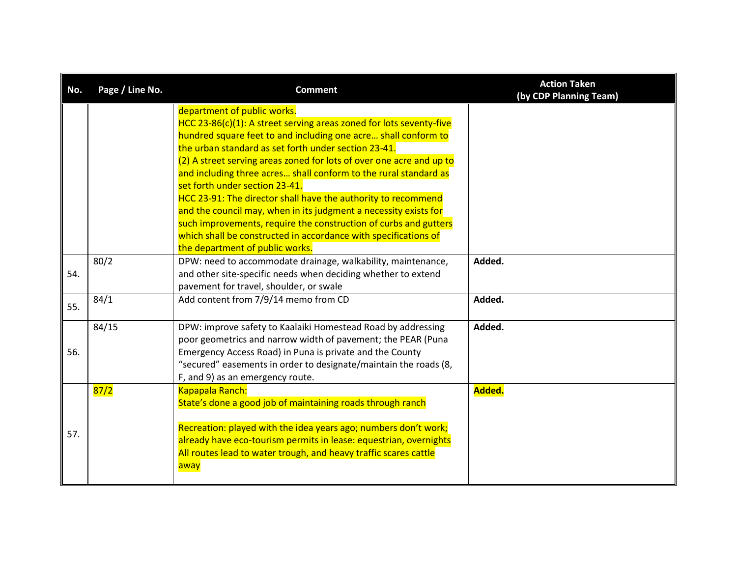| No. | Page / Line No. | Comment | Action Taken (by CDP Planning Team) |
|---|---|---|---|
| | | department of public works.<br>HCC 23-86(c)(1): A street serving areas zoned for lots seventy-five hundred square feet to and including one acre… shall conform to the urban standard as set forth under section 23-41.<br>(2) A street serving areas zoned for lots of over one acre and up to and including three acres… shall conform to the rural standard as set forth under section 23-41.<br>HCC 23-91: The director shall have the authority to recommend and the council may, when in its judgment a necessity exists for such improvements, require the construction of curbs and gutters which shall be constructed in accordance with specifications of the department of public works. | |
| 54. | 80/2 | DPW: need to accommodate drainage, walkability, maintenance, and other site-specific needs when deciding whether to extend pavement for travel, shoulder, or swale | **Added.** |
| 55. | 84/1 | Add content from 7/9/14 memo from CD | **Added.** |
| 56. | 84/15 | DPW: improve safety to Kaalaiki Homestead Road by addressing poor geometrics and narrow width of pavement; the PEAR (Puna Emergency Access Road) in Puna is private and the County "secured" easements in order to designate/maintain the roads (8, F, and 9) as an emergency route. | **Added.** |
| 57. | 87/2 | Kapapala Ranch:<br>State's done a good job of maintaining roads through ranch<br><br>Recreation: played with the idea years ago; numbers don't work; already have eco-tourism permits in lease: equestrian, overnights<br>All routes lead to water trough, and heavy traffic scares cattle away | **Added.** |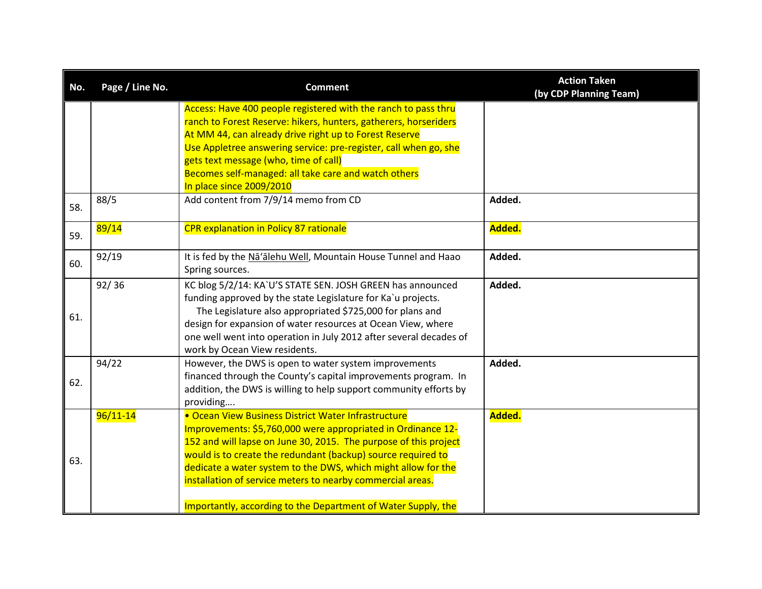| No. | Page / Line No. | Comment | Action Taken (by CDP Planning Team) |
|---|---|---|---|
| | | Access: Have 400 people registered with the ranch to pass thru ranch to Forest Reserve: hikers, hunters, gatherers, horseriders<br>At MM 44, can already drive right up to Forest Reserve<br>Use Appletree answering service: pre-register, call when go, she gets text message (who, time of call)<br>Becomes self-managed: all take care and watch others<br>In place since 2009/2010 | |
| 58. | 88/5 | Add content from 7/9/14 memo from CD | **Added.** |
| 59. | 89/14 | CPR explanation in Policy 87 rationale | **Added.** |
| 60. | 92/19 | It is fed by the Nāʻālehu Well, Mountain House Tunnel and Haao Spring sources. | **Added.** |
| 61. | 92/ 36 | KC blog 5/2/14: KA`U'S STATE SEN. JOSH GREEN has announced funding approved by the state Legislature for Ka`u projects.<br>The Legislature also appropriated $725,000 for plans and design for expansion of water resources at Ocean View, where one well went into operation in July 2012 after several decades of work by Ocean View residents. | **Added.** |
| 62. | 94/22 | However, the DWS is open to water system improvements financed through the County's capital improvements program. In addition, the DWS is willing to help support community efforts by providing…. | **Added.** |
| 63. | 96/11-14 | • Ocean View Business District Water Infrastructure Improvements: $5,760,000 were appropriated in Ordinance 12-152 and will lapse on June 30, 2015. The purpose of this project would is to create the redundant (backup) source required to dedicate a water system to the DWS, which might allow for the installation of service meters to nearby commercial areas.<br><br>Importantly, according to the Department of Water Supply, the | **Added.** |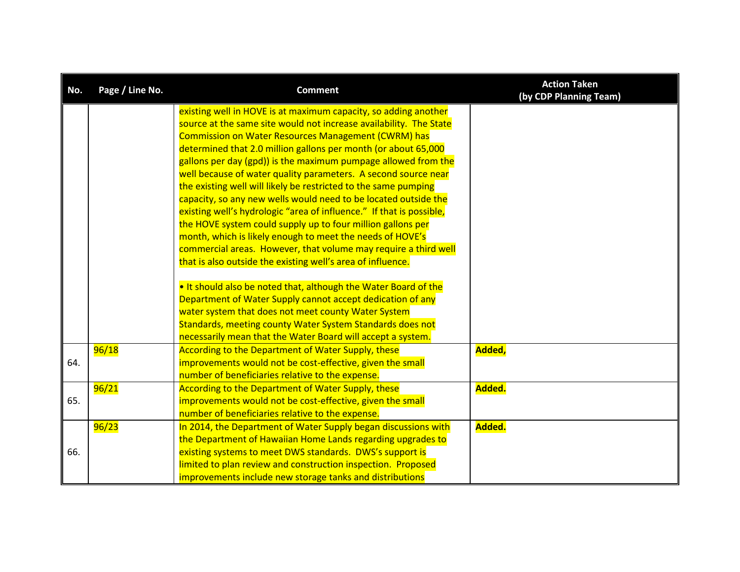| No. | Page / Line No. | Comment | Action Taken (by CDP Planning Team) |
|---|---|---|---|
| | | existing well in HOVE is at maximum capacity, so adding another source at the same site would not increase availability. The State Commission on Water Resources Management (CWRM) has determined that 2.0 million gallons per month (or about 65,000 gallons per day (gpd)) is the maximum pumpage allowed from the well because of water quality parameters. A second source near the existing well will likely be restricted to the same pumping capacity, so any new wells would need to be located outside the existing well's hydrologic "area of influence." If that is possible, the HOVE system could supply up to four million gallons per month, which is likely enough to meet the needs of HOVE's commercial areas. However, that volume may require a third well that is also outside the existing well's area of influence.<br><br>• It should also be noted that, although the Water Board of the Department of Water Supply cannot accept dedication of any water system that does not meet county Water System Standards, meeting county Water System Standards does not necessarily mean that the Water Board will accept a system. | |
| 64. | 96/18 | According to the Department of Water Supply, these improvements would not be cost-effective, given the small number of beneficiaries relative to the expense. | **Added,** |
| 65. | 96/21 | According to the Department of Water Supply, these improvements would not be cost-effective, given the small number of beneficiaries relative to the expense. | **Added.** |
| 66. | 96/23 | In 2014, the Department of Water Supply began discussions with the Department of Hawaiian Home Lands regarding upgrades to existing systems to meet DWS standards. DWS's support is limited to plan review and construction inspection. Proposed improvements include new storage tanks and distributions | **Added.** |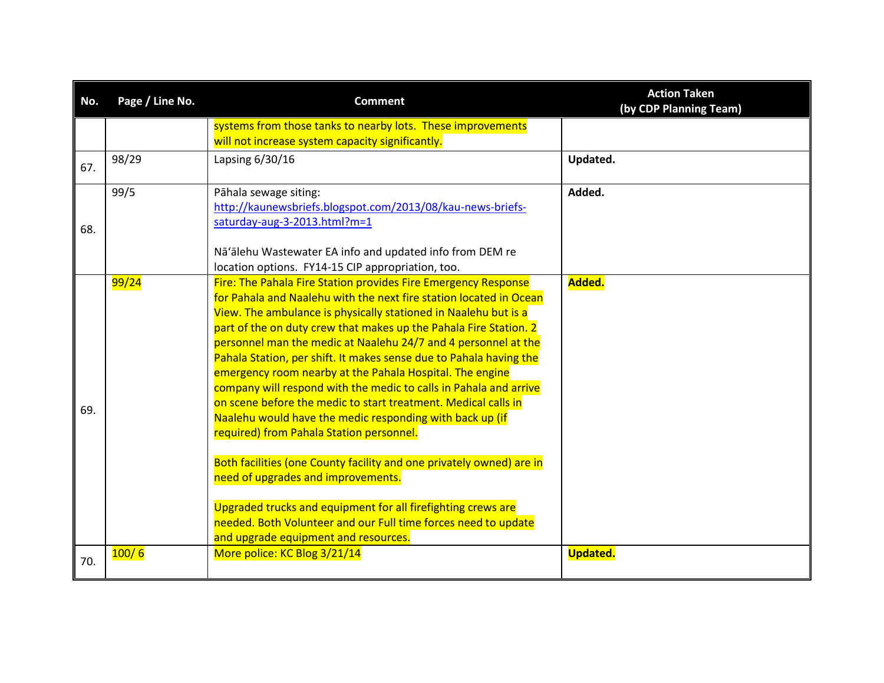| No. | Page / Line No. | Comment | Action Taken (by CDP Planning Team) |
|---|---|---|---|
| | | systems from those tanks to nearby lots. These improvements will not increase system capacity significantly. | |
| 67. | 98/29 | Lapsing 6/30/16 | **Updated.** |
| 68. | 99/5 | Pāhala sewage siting: [http://kaunewsbriefs.blogspot.com/2013/08/kau-news-briefs-saturday-aug-3-2013.html?m=1](http://kaunewsbriefs.blogspot.com/2013/08/kau-news-briefs-saturday-aug-3-2013.html?m=1)<br><br>Nāʻālehu Wastewater EA info and updated info from DEM re location options. FY14-15 CIP appropriation, too. | **Added.** |
| 69. | 99/24 | Fire: The Pahala Fire Station provides Fire Emergency Response for Pahala and Naalehu with the next fire station located in Ocean View. The ambulance is physically stationed in Naalehu but is a part of the on duty crew that makes up the Pahala Fire Station. 2 personnel man the medic at Naalehu 24/7 and 4 personnel at the Pahala Station, per shift. It makes sense due to Pahala having the emergency room nearby at the Pahala Hospital. The engine company will respond with the medic to calls in Pahala and arrive on scene before the medic to start treatment. Medical calls in Naalehu would have the medic responding with back up (if required) from Pahala Station personnel.<br><br>Both facilities (one County facility and one privately owned) are in need of upgrades and improvements.<br><br>Upgraded trucks and equipment for all firefighting crews are needed. Both Volunteer and our Full time forces need to update and upgrade equipment and resources. | **Added.** |
| 70. | 100/ 6 | More police: KC Blog 3/21/14 | **Updated.** |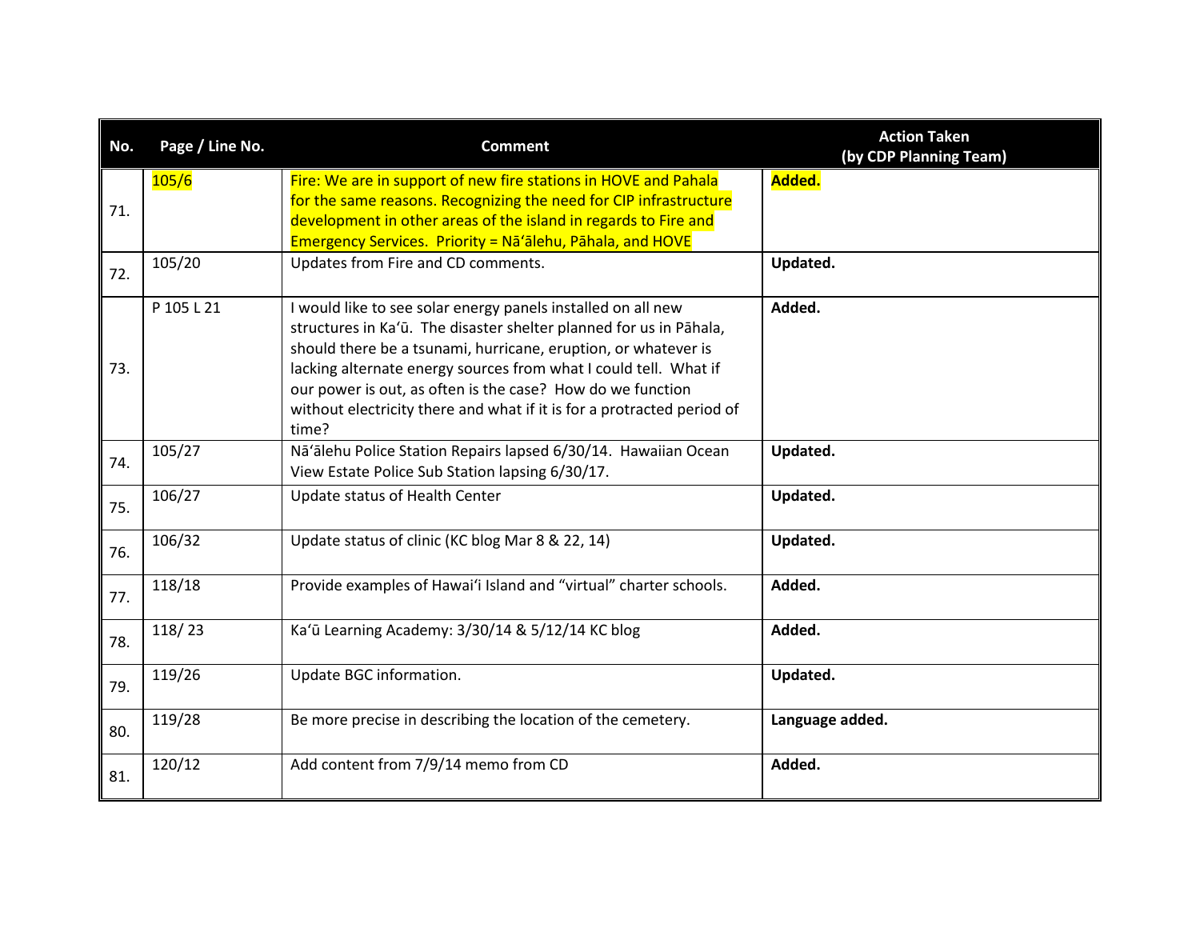| No. | Page / Line No. | Comment | Action Taken (by CDP Planning Team) |
|---|---|---|---|
| 71. | 105/6 | Fire: We are in support of new fire stations in HOVE and Pahala for the same reasons. Recognizing the need for CIP infrastructure development in other areas of the island in regards to Fire and Emergency Services. Priority = Nāʻālehu, Pāhala, and HOVE | **Added.** |
| 72. | 105/20 | Updates from Fire and CD comments. | **Updated.** |
| 73. | P 105 L 21 | I would like to see solar energy panels installed on all new structures in Kaʻū. The disaster shelter planned for us in Pāhala, should there be a tsunami, hurricane, eruption, or whatever is lacking alternate energy sources from what I could tell. What if our power is out, as often is the case? How do we function without electricity there and what if it is for a protracted period of time? | **Added.** |
| 74. | 105/27 | Nāʻālehu Police Station Repairs lapsed 6/30/14. Hawaiian Ocean View Estate Police Sub Station lapsing 6/30/17. | **Updated.** |
| 75. | 106/27 | Update status of Health Center | **Updated.** |
| 76. | 106/32 | Update status of clinic (KC blog Mar 8 & 22, 14) | **Updated.** |
| 77. | 118/18 | Provide examples of Hawaiʻi Island and "virtual" charter schools. | **Added.** |
| 78. | 118/ 23 | Kaʻū Learning Academy: 3/30/14 & 5/12/14 KC blog | **Added.** |
| 79. | 119/26 | Update BGC information. | **Updated.** |
| 80. | 119/28 | Be more precise in describing the location of the cemetery. | **Language added.** |
| 81. | 120/12 | Add content from 7/9/14 memo from CD | **Added.** |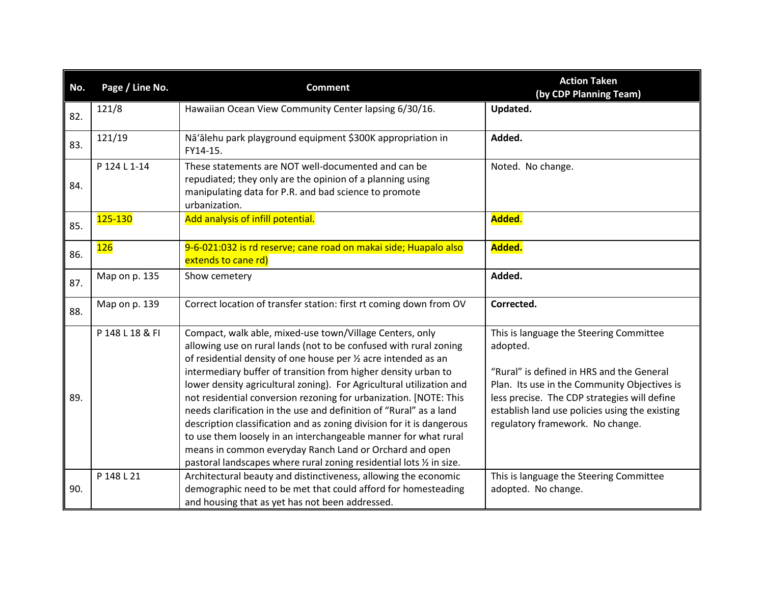| No. | Page / Line No. | Comment | Action Taken (by CDP Planning Team) |
|---|---|---|---|
| 82. | 121/8 | Hawaiian Ocean View Community Center lapsing 6/30/16. | **Updated.** |
| 83. | 121/19 | Nāʻālehu park playground equipment $300K appropriation in FY14-15. | **Added.** |
| 84. | P 124 L 1-14 | These statements are NOT well-documented and can be repudiated; they only are the opinion of a planning using manipulating data for P.R. and bad science to promote urbanization. | Noted. No change. |
| 85. | 125-130 | Add analysis of infill potential. | **Added**. |
| 86. | 126 | 9-6-021:032 is rd reserve; cane road on makai side; Huapalo also extends to cane rd) | **Added.** |
| 87. | Map on p. 135 | Show cemetery | **Added.** |
| 88. | Map on p. 139 | Correct location of transfer station: first rt coming down from OV | **Corrected.** |
| 89. | P 148 L 18 & FI | Compact, walk able, mixed-use town/Village Centers, only allowing use on rural lands (not to be confused with rural zoning of residential density of one house per ½ acre intended as an intermediary buffer of transition from higher density urban to lower density agricultural zoning). For Agricultural utilization and not residential conversion rezoning for urbanization. [NOTE: This needs clarification in the use and definition of "Rural" as a land description classification and as zoning division for it is dangerous to use them loosely in an interchangeable manner for what rural means in common everyday Ranch Land or Orchard and open pastoral landscapes where rural zoning residential lots ½ in size. | This is language the Steering Committee adopted.<br><br>"Rural" is defined in HRS and the General Plan. Its use in the Community Objectives is less precise. The CDP strategies will define establish land use policies using the existing regulatory framework. No change. |
| 90. | P 148 L 21 | Architectural beauty and distinctiveness, allowing the economic demographic need to be met that could afford for homesteading and housing that as yet has not been addressed. | This is language the Steering Committee adopted. No change. |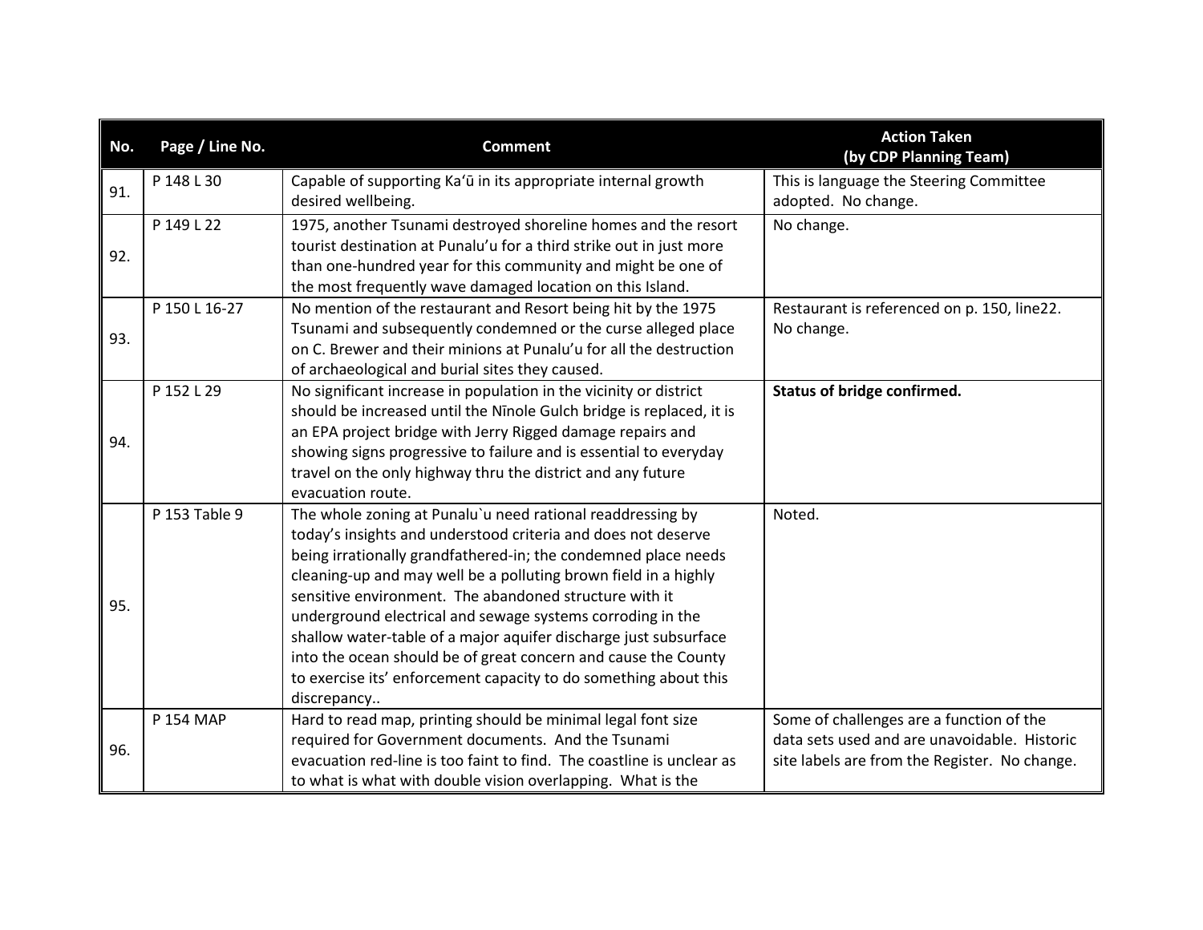| No. | Page / Line No. | Comment | Action Taken (by CDP Planning Team) |
|---|---|---|---|
| 91. | P 148 L 30 | Capable of supporting Ka'ū in its appropriate internal growth desired wellbeing. | This is language the Steering Committee adopted. No change. |
| 92. | P 149 L 22 | 1975, another Tsunami destroyed shoreline homes and the resort tourist destination at Punalu'u for a third strike out in just more than one-hundred year for this community and might be one of the most frequently wave damaged location on this Island. | No change. |
| 93. | P 150 L 16-27 | No mention of the restaurant and Resort being hit by the 1975 Tsunami and subsequently condemned or the curse alleged place on C. Brewer and their minions at Punalu'u for all the destruction of archaeological and burial sites they caused. | Restaurant is referenced on p. 150, line22. No change. |
| 94. | P 152 L 29 | No significant increase in population in the vicinity or district should be increased until the Nīnole Gulch bridge is replaced, it is an EPA project bridge with Jerry Rigged damage repairs and showing signs progressive to failure and is essential to everyday travel on the only highway thru the district and any future evacuation route. | **Status of bridge confirmed.** |
| 95. | P 153 Table 9 | The whole zoning at Punalu`u need rational readdressing by today's insights and understood criteria and does not deserve being irrationally grandfathered-in; the condemned place needs cleaning-up and may well be a polluting brown field in a highly sensitive environment. The abandoned structure with it underground electrical and sewage systems corroding in the shallow water-table of a major aquifer discharge just subsurface into the ocean should be of great concern and cause the County to exercise its' enforcement capacity to do something about this discrepancy.. | Noted. |
| 96. | P 154 MAP | Hard to read map, printing should be minimal legal font size required for Government documents. And the Tsunami evacuation red-line is too faint to find. The coastline is unclear as to what is what with double vision overlapping. What is the | Some of challenges are a function of the data sets used and are unavoidable. Historic site labels are from the Register. No change. |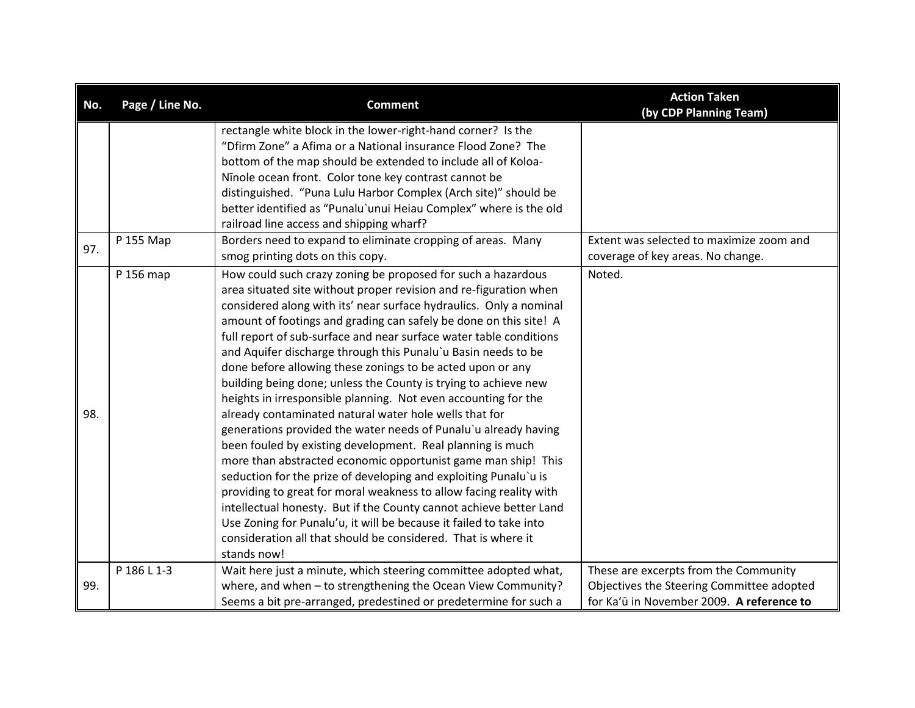| No. | Page / Line No. | Comment | Action Taken (by CDP Planning Team) |
|---|---|---|---|
| | | rectangle white block in the lower-right-hand corner? Is the "Dfirm Zone" a Afima or a National insurance Flood Zone? The bottom of the map should be extended to include all of Koloa-Nīnole ocean front. Color tone key contrast cannot be distinguished. "Puna Lulu Harbor Complex (Arch site)" should be better identified as "Punalu`unui Heiau Complex" where is the old railroad line access and shipping wharf? | |
| 97. | P 155 Map | Borders need to expand to eliminate cropping of areas. Many smog printing dots on this copy. | Extent was selected to maximize zoom and coverage of key areas. No change. |
| 98. | P 156 map | How could such crazy zoning be proposed for such a hazardous area situated site without proper revision and re-figuration when considered along with its' near surface hydraulics. Only a nominal amount of footings and grading can safely be done on this site! A full report of sub-surface and near surface water table conditions and Aquifer discharge through this Punalu`u Basin needs to be done before allowing these zonings to be acted upon or any building being done; unless the County is trying to achieve new heights in irresponsible planning. Not even accounting for the already contaminated natural water hole wells that for generations provided the water needs of Punalu`u already having been fouled by existing development. Real planning is much more than abstracted economic opportunist game man ship! This seduction for the prize of developing and exploiting Punalu`u is providing to great for moral weakness to allow facing reality with intellectual honesty. But if the County cannot achieve better Land Use Zoning for Punalu'u, it will be because it failed to take into consideration all that should be considered. That is where it stands now! | Noted. |
| 99. | P 186 L 1-3 | Wait here just a minute, which steering committee adopted what, where, and when – to strengthening the Ocean View Community? Seems a bit pre-arranged, predestined or predetermine for such a | These are excerpts from the Community Objectives the Steering Committee adopted for Ka'ū in November 2009. **A reference to** |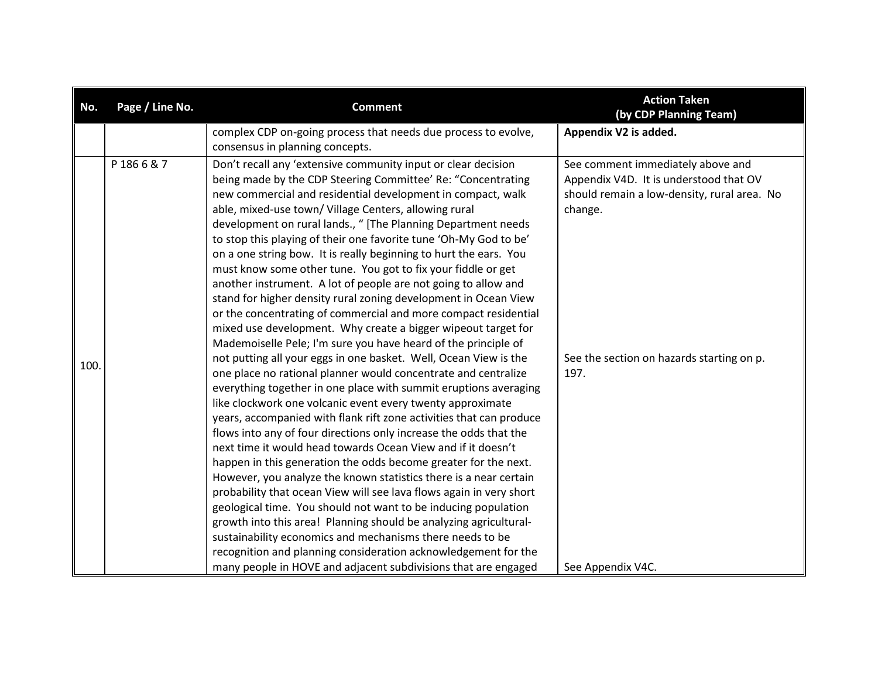| No. | Page / Line No. | Comment | Action Taken (by CDP Planning Team) |
|---|---|---|---|
| | | complex CDP on-going process that needs due process to evolve, consensus in planning concepts. | **Appendix V2 is added.** |
| 100. | P 186 6 & 7 | Don't recall any 'extensive community input or clear decision being made by the CDP Steering Committee' Re: "Concentrating new commercial and residential development in compact, walk able, mixed-use town/ Village Centers, allowing rural development on rural lands., " [The Planning Department needs to stop this playing of their one favorite tune 'Oh-My God to be' on a one string bow. It is really beginning to hurt the ears. You must know some other tune. You got to fix your fiddle or get another instrument. A lot of people are not going to allow and stand for higher density rural zoning development in Ocean View or the concentrating of commercial and more compact residential mixed use development. Why create a bigger wipeout target for Mademoiselle Pele; I'm sure you have heard of the principle of not putting all your eggs in one basket. Well, Ocean View is the one place no rational planner would concentrate and centralize everything together in one place with summit eruptions averaging like clockwork one volcanic event every twenty approximate years, accompanied with flank rift zone activities that can produce flows into any of four directions only increase the odds that the next time it would head towards Ocean View and if it doesn't happen in this generation the odds become greater for the next. However, you analyze the known statistics there is a near certain probability that ocean View will see lava flows again in very short geological time. You should not want to be inducing population growth into this area! Planning should be analyzing agricultural-sustainability economics and mechanisms there needs to be recognition and planning consideration acknowledgement for the many people in HOVE and adjacent subdivisions that are engaged | See comment immediately above and Appendix V4D. It is understood that OV should remain a low-density, rural area. No change.<br><br>See the section on hazards starting on p. 197.<br><br>See Appendix V4C. |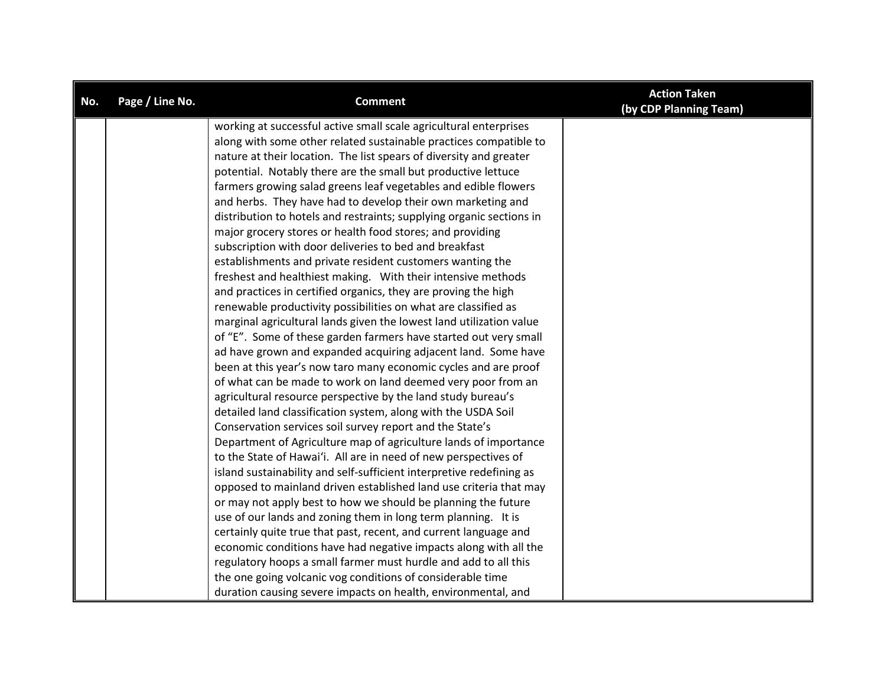| No. | Page / Line No. | Comment | Action Taken (by CDP Planning Team) |
|---|---|---|---|
| | | working at successful active small scale agricultural enterprises along with some other related sustainable practices compatible to nature at their location. The list spears of diversity and greater potential. Notably there are the small but productive lettuce farmers growing salad greens leaf vegetables and edible flowers and herbs. They have had to develop their own marketing and distribution to hotels and restraints; supplying organic sections in major grocery stores or health food stores; and providing subscription with door deliveries to bed and breakfast establishments and private resident customers wanting the freshest and healthiest making. With their intensive methods and practices in certified organics, they are proving the high renewable productivity possibilities on what are classified as marginal agricultural lands given the lowest land utilization value of "E". Some of these garden farmers have started out very small ad have grown and expanded acquiring adjacent land. Some have been at this year's now taro many economic cycles and are proof of what can be made to work on land deemed very poor from an agricultural resource perspective by the land study bureau's detailed land classification system, along with the USDA Soil Conservation services soil survey report and the State's Department of Agriculture map of agriculture lands of importance to the State of Hawai'i. All are in need of new perspectives of island sustainability and self-sufficient interpretive redefining as opposed to mainland driven established land use criteria that may or may not apply best to how we should be planning the future use of our lands and zoning them in long term planning. It is certainly quite true that past, recent, and current language and economic conditions have had negative impacts along with all the regulatory hoops a small farmer must hurdle and add to all this the one going volcanic vog conditions of considerable time duration causing severe impacts on health, environmental, and | |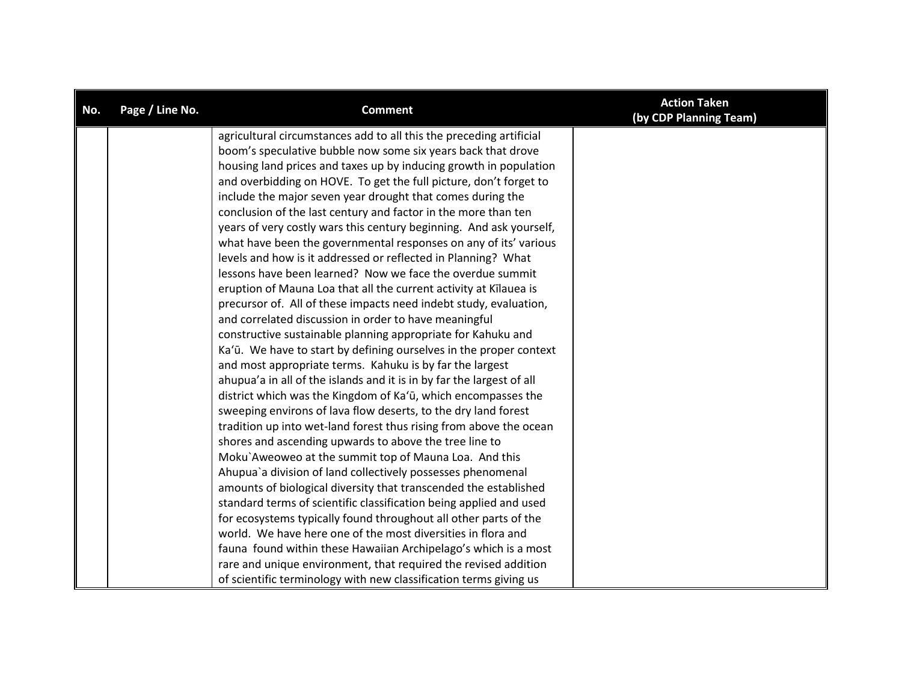| No. | Page / Line No. | Comment | Action Taken (by CDP Planning Team) |
|---|---|---|---|
| | | agricultural circumstances add to all this the preceding artificial boom's speculative bubble now some six years back that drove housing land prices and taxes up by inducing growth in population and overbidding on HOVE. To get the full picture, don't forget to include the major seven year drought that comes during the conclusion of the last century and factor in the more than ten years of very costly wars this century beginning. And ask yourself, what have been the governmental responses on any of its' various levels and how is it addressed or reflected in Planning? What lessons have been learned? Now we face the overdue summit eruption of Mauna Loa that all the current activity at Kīlauea is precursor of. All of these impacts need indebt study, evaluation, and correlated discussion in order to have meaningful constructive sustainable planning appropriate for Kahuku and Ka'ū. We have to start by defining ourselves in the proper context and most appropriate terms. Kahuku is by far the largest ahupua'a in all of the islands and it is in by far the largest of all district which was the Kingdom of Ka'ū, which encompasses the sweeping environs of lava flow deserts, to the dry land forest tradition up into wet-land forest thus rising from above the ocean shores and ascending upwards to above the tree line to Moku`Aweoweo at the summit top of Mauna Loa. And this Ahupua`a division of land collectively possesses phenomenal amounts of biological diversity that transcended the established standard terms of scientific classification being applied and used for ecosystems typically found throughout all other parts of the world. We have here one of the most diversities in flora and fauna found within these Hawaiian Archipelago's which is a most rare and unique environment, that required the revised addition of scientific terminology with new classification terms giving us | |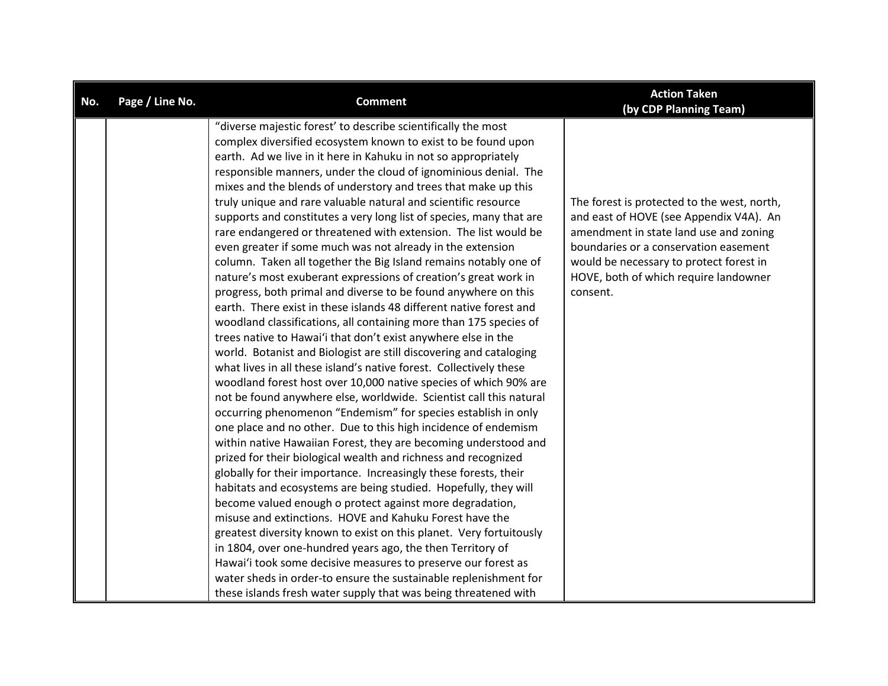| No. | Page / Line No. | Comment | Action Taken (by CDP Planning Team) |
|---|---|---|---|
| | | "diverse majestic forest' to describe scientifically the most complex diversified ecosystem known to exist to be found upon earth. Ad we live in it here in Kahuku in not so appropriately responsible manners, under the cloud of ignominious denial. The mixes and the blends of understory and trees that make up this truly unique and rare valuable natural and scientific resource supports and constitutes a very long list of species, many that are rare endangered or threatened with extension. The list would be even greater if some much was not already in the extension column. Taken all together the Big Island remains notably one of nature's most exuberant expressions of creation's great work in progress, both primal and diverse to be found anywhere on this earth. There exist in these islands 48 different native forest and woodland classifications, all containing more than 175 species of trees native to Hawai'i that don't exist anywhere else in the world. Botanist and Biologist are still discovering and cataloging what lives in all these island's native forest. Collectively these woodland forest host over 10,000 native species of which 90% are not be found anywhere else, worldwide. Scientist call this natural occurring phenomenon "Endemism" for species establish in only one place and no other. Due to this high incidence of endemism within native Hawaiian Forest, they are becoming understood and prized for their biological wealth and richness and recognized globally for their importance. Increasingly these forests, their habitats and ecosystems are being studied. Hopefully, they will become valued enough o protect against more degradation, misuse and extinctions. HOVE and Kahuku Forest have the greatest diversity known to exist on this planet. Very fortuitously in 1804, over one-hundred years ago, the then Territory of Hawai'i took some decisive measures to preserve our forest as water sheds in order-to ensure the sustainable replenishment for these islands fresh water supply that was being threatened with | The forest is protected to the west, north, and east of HOVE (see Appendix V4A). An amendment in state land use and zoning boundaries or a conservation easement would be necessary to protect forest in HOVE, both of which require landowner consent. |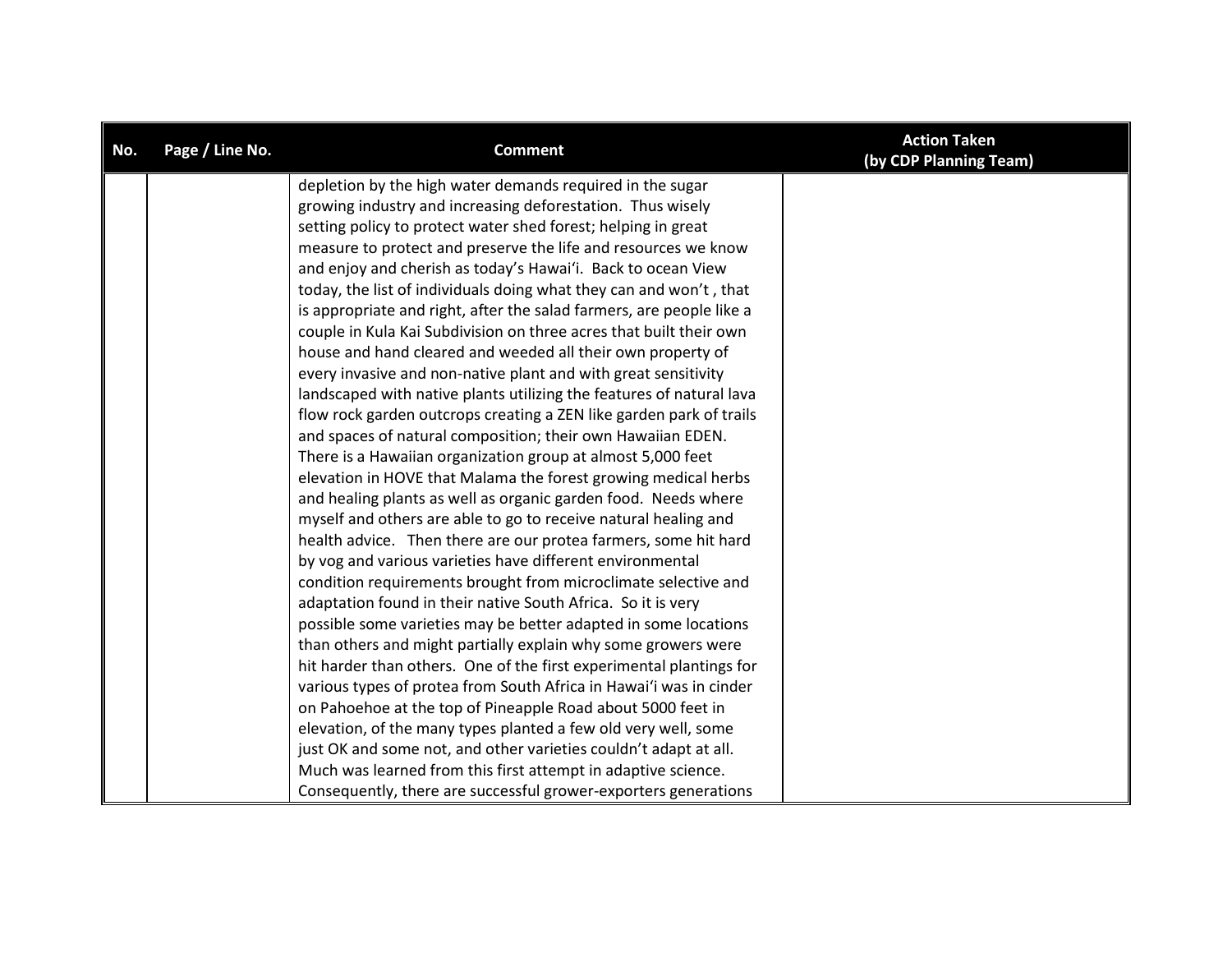| No. | Page / Line No. | Comment | Action Taken (by CDP Planning Team) |
|---|---|---|---|
| | | depletion by the high water demands required in the sugar growing industry and increasing deforestation. Thus wisely setting policy to protect water shed forest; helping in great measure to protect and preserve the life and resources we know and enjoy and cherish as today's Hawai'i. Back to ocean View today, the list of individuals doing what they can and won't , that is appropriate and right, after the salad farmers, are people like a couple in Kula Kai Subdivision on three acres that built their own house and hand cleared and weeded all their own property of every invasive and non-native plant and with great sensitivity landscaped with native plants utilizing the features of natural lava flow rock garden outcrops creating a ZEN like garden park of trails and spaces of natural composition; their own Hawaiian EDEN. There is a Hawaiian organization group at almost 5,000 feet elevation in HOVE that Malama the forest growing medical herbs and healing plants as well as organic garden food. Needs where myself and others are able to go to receive natural healing and health advice. Then there are our protea farmers, some hit hard by vog and various varieties have different environmental condition requirements brought from microclimate selective and adaptation found in their native South Africa. So it is very possible some varieties may be better adapted in some locations than others and might partially explain why some growers were hit harder than others. One of the first experimental plantings for various types of protea from South Africa in Hawai'i was in cinder on Pahoehoe at the top of Pineapple Road about 5000 feet in elevation, of the many types planted a few old very well, some just OK and some not, and other varieties couldn't adapt at all. Much was learned from this first attempt in adaptive science. Consequently, there are successful grower-exporters generations | |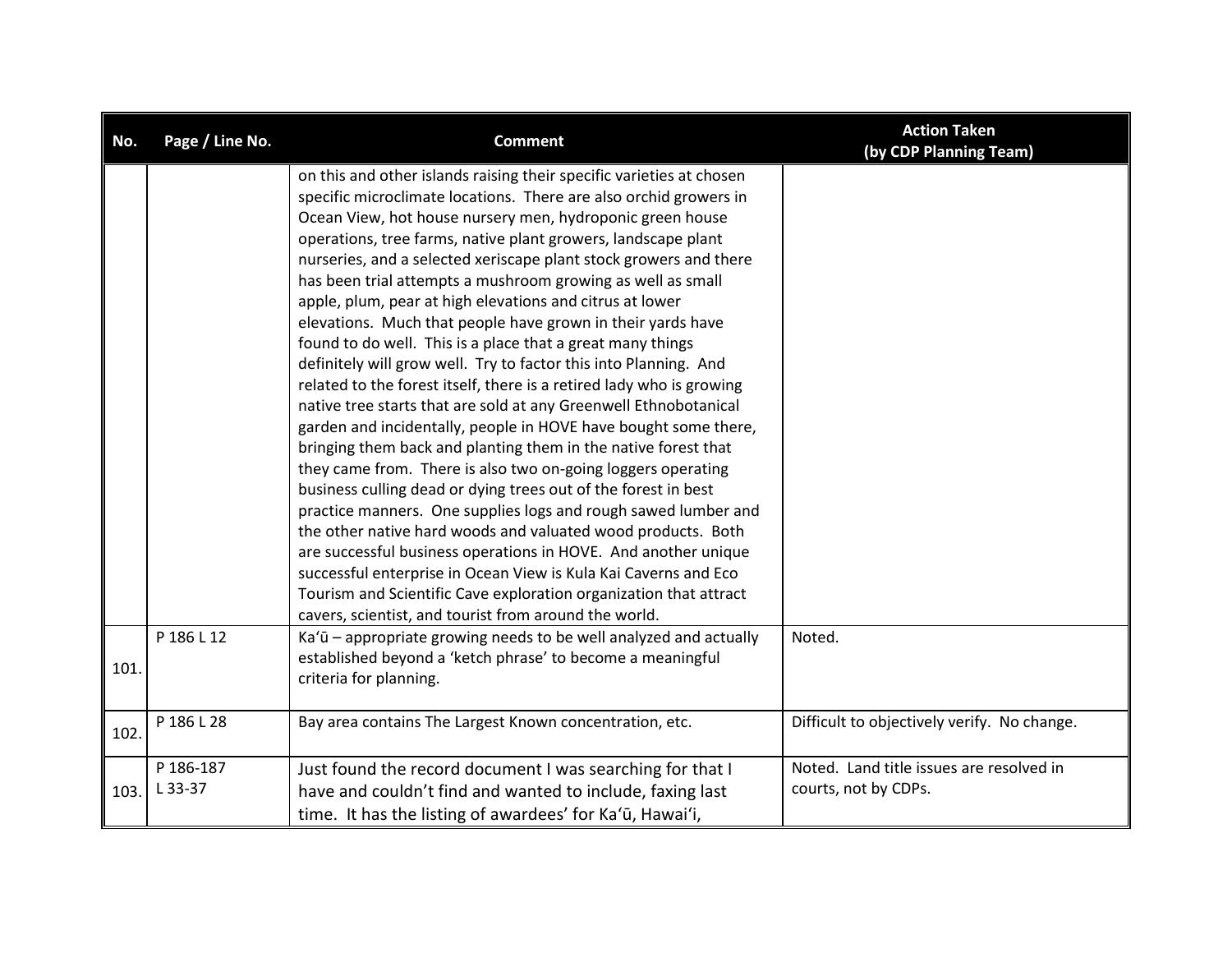| No. | Page / Line No. | Comment | Action Taken (by CDP Planning Team) |
|---|---|---|---|
| | | on this and other islands raising their specific varieties at chosen specific microclimate locations. There are also orchid growers in Ocean View, hot house nursery men, hydroponic green house operations, tree farms, native plant growers, landscape plant nurseries, and a selected xeriscape plant stock growers and there has been trial attempts a mushroom growing as well as small apple, plum, pear at high elevations and citrus at lower elevations. Much that people have grown in their yards have found to do well. This is a place that a great many things definitely will grow well. Try to factor this into Planning. And related to the forest itself, there is a retired lady who is growing native tree starts that are sold at any Greenwell Ethnobotanical garden and incidentally, people in HOVE have bought some there, bringing them back and planting them in the native forest that they came from. There is also two on-going loggers operating business culling dead or dying trees out of the forest in best practice manners. One supplies logs and rough sawed lumber and the other native hard woods and valuated wood products. Both are successful business operations in HOVE. And another unique successful enterprise in Ocean View is Kula Kai Caverns and Eco Tourism and Scientific Cave exploration organization that attract cavers, scientist, and tourist from around the world. | |
| 101. | P 186 L 12 | Kaʻū – appropriate growing needs to be well analyzed and actually established beyond a 'ketch phrase' to become a meaningful criteria for planning. | Noted. |
| 102. | P 186 L 28 | Bay area contains The Largest Known concentration, etc. | Difficult to objectively verify. No change. |
| 103. | P 186-187 L 33-37 | Just found the record document I was searching for that I have and couldn't find and wanted to include, faxing last time. It has the listing of awardees' for Kaʻū, Hawaiʻi, | Noted. Land title issues are resolved in courts, not by CDPs. |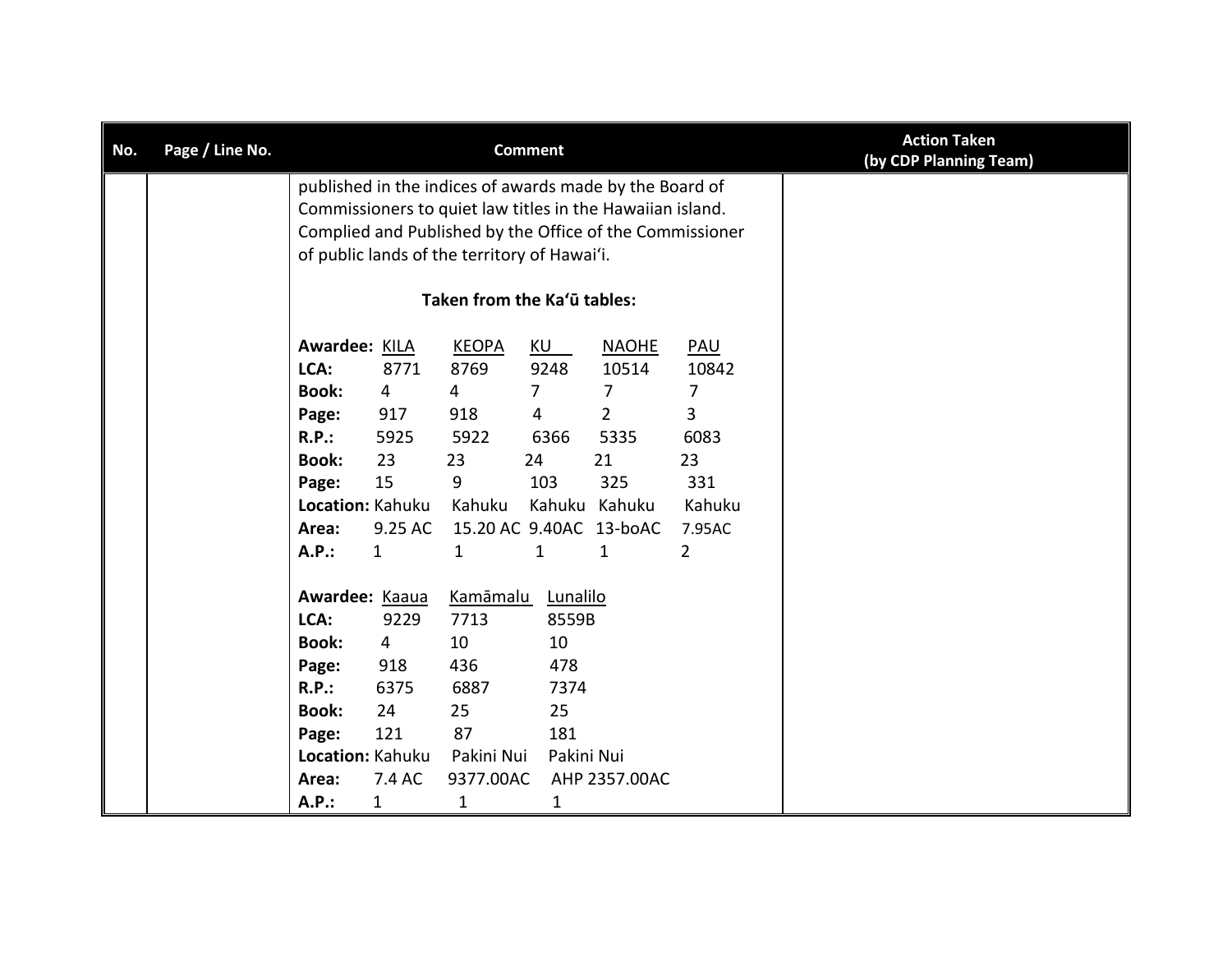| No. | Page / Line No. | Comment | Action Taken (by CDP Planning Team) |
|---|---|---|---|
| | | published in the indices of awards made by the Board of Commissioners to quiet law titles in the Hawaiian island. Complied and Published by the Office of the Commissioner of public lands of the territory of Hawaiʻi.<br><br>**Taken from the Kaʻū tables:**<br><br>**Awardee:** KILA / KEOPA / KU / NAOHE / PAU<br>**LCA:** 8771 / 8769 / 9248 / 10514 / 10842<br>**Book:** 4 / 4 / 7 / 7 / 7<br>**Page:** 917 / 918 / 4 / 2 / 3<br>**R.P.:** 5925 / 5922 / 6366 / 5335 / 6083<br>**Book:** 23 / 23 / 24 / 21 / 23<br>**Page:** 15 / 9 / 103 / 325 / 331<br>**Location:** Kahuku / Kahuku / Kahuku / Kahuku / Kahuku<br>**Area:** 9.25 AC / 15.20 AC / 9.40AC / 13-boAC / 7.95AC<br>**A.P.:** 1 / 1 / 1 / 1 / 2<br><br>**Awardee:** Kaaua / Kamāmalu / Lunalilo<br>**LCA:** 9229 / 7713 / 8559B<br>**Book:** 4 / 10 / 10<br>**Page:** 918 / 436 / 478<br>**R.P.:** 6375 / 6887 / 7374<br>**Book:** 24 / 25 / 25<br>**Page:** 121 / 87 / 181<br>**Location:** Kahuku / Pakini Nui / Pakini Nui<br>**Area:** 7.4 AC / 9377.00AC / AHP 2357.00AC<br>**A.P.:** 1 / 1 / 1 | |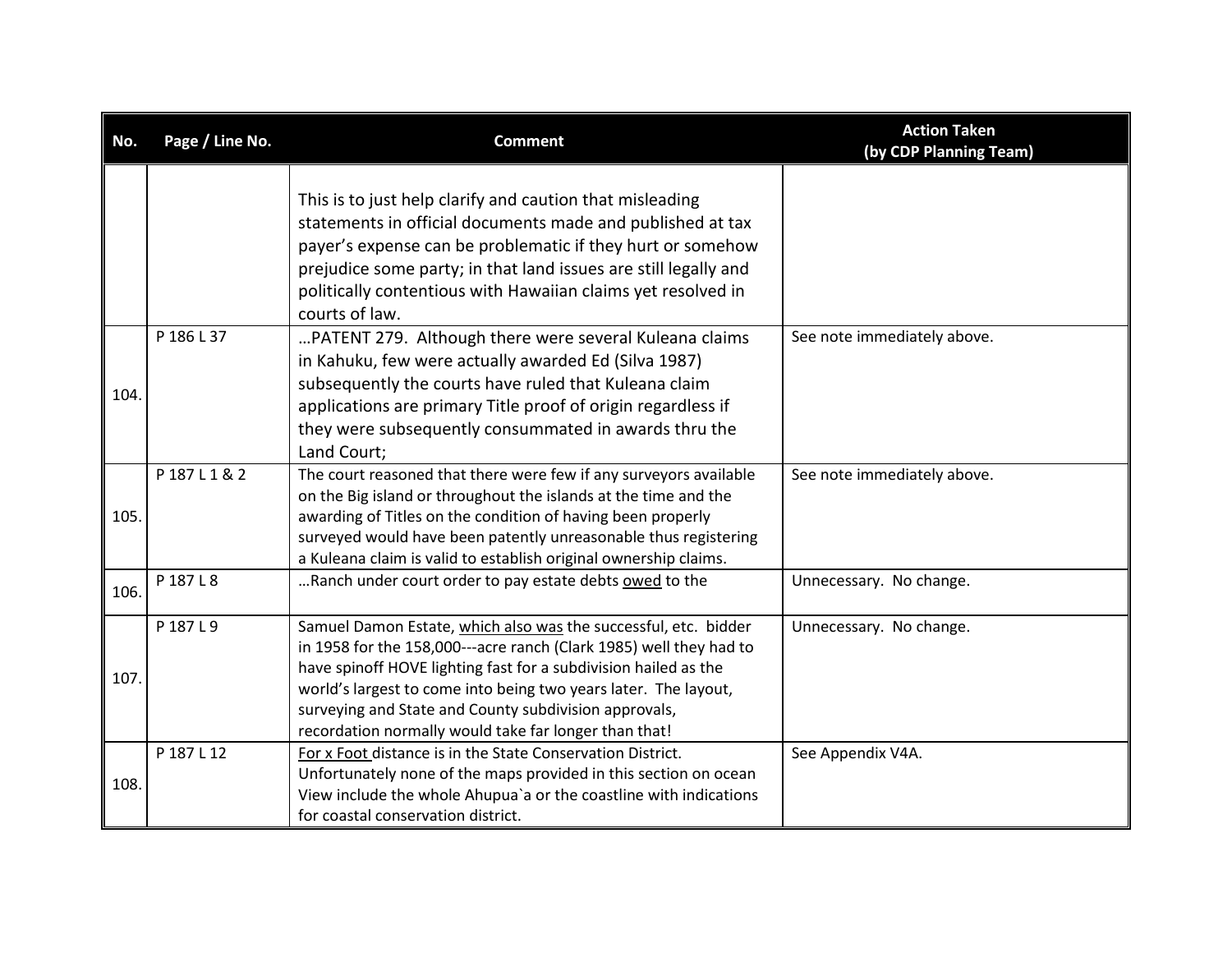| No. | Page / Line No. | Comment | Action Taken (by CDP Planning Team) |
|---|---|---|---|
| | | This is to just help clarify and caution that misleading statements in official documents made and published at tax payer's expense can be problematic if they hurt or somehow prejudice some party; in that land issues are still legally and politically contentious with Hawaiian claims yet resolved in courts of law. | |
| 104. | P 186 L 37 | …PATENT 279. Although there were several Kuleana claims in Kahuku, few were actually awarded Ed (Silva 1987) subsequently the courts have ruled that Kuleana claim applications are primary Title proof of origin regardless if they were subsequently consummated in awards thru the Land Court; | See note immediately above. |
| 105. | P 187 L 1 & 2 | The court reasoned that there were few if any surveyors available on the Big island or throughout the islands at the time and the awarding of Titles on the condition of having been properly surveyed would have been patently unreasonable thus registering a Kuleana claim is valid to establish original ownership claims. | See note immediately above. |
| 106. | P 187 L 8 | …Ranch under court order to pay estate debts owed to the | Unnecessary. No change. |
| 107. | P 187 L 9 | Samuel Damon Estate, which also was the successful, etc. bidder in 1958 for the 158,000---acre ranch (Clark 1985) well they had to have spinoff HOVE lighting fast for a subdivision hailed as the world's largest to come into being two years later. The layout, surveying and State and County subdivision approvals, recordation normally would take far longer than that! | Unnecessary. No change. |
| 108. | P 187 L 12 | For x Foot distance is in the State Conservation District. Unfortunately none of the maps provided in this section on ocean View include the whole Ahupua`a or the coastline with indications for coastal conservation district. | See Appendix V4A. |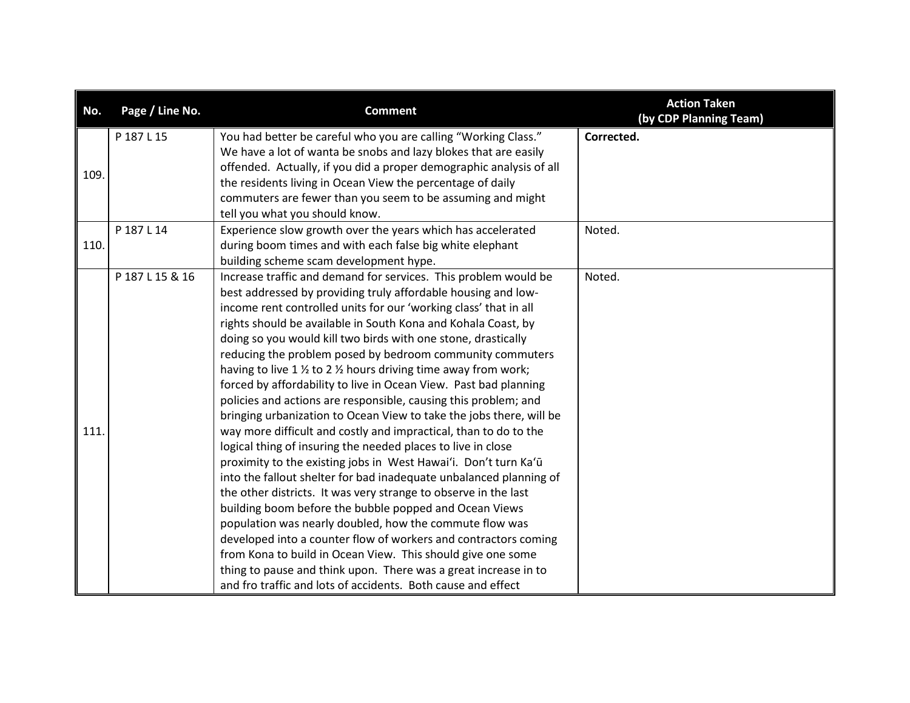| No. | Page / Line No. | Comment | Action Taken (by CDP Planning Team) |
|---|---|---|---|
| 109. | P 187 L 15 | You had better be careful who you are calling "Working Class." We have a lot of wanta be snobs and lazy blokes that are easily offended. Actually, if you did a proper demographic analysis of all the residents living in Ocean View the percentage of daily commuters are fewer than you seem to be assuming and might tell you what you should know. | **Corrected.** |
| 110. | P 187 L 14 | Experience slow growth over the years which has accelerated during boom times and with each false big white elephant building scheme scam development hype. | Noted. |
| 111. | P 187 L 15 & 16 | Increase traffic and demand for services. This problem would be best addressed by providing truly affordable housing and low-income rent controlled units for our 'working class' that in all rights should be available in South Kona and Kohala Coast, by doing so you would kill two birds with one stone, drastically reducing the problem posed by bedroom community commuters having to live 1 ½ to 2 ½ hours driving time away from work; forced by affordability to live in Ocean View. Past bad planning policies and actions are responsible, causing this problem; and bringing urbanization to Ocean View to take the jobs there, will be way more difficult and costly and impractical, than to do to the logical thing of insuring the needed places to live in close proximity to the existing jobs in West Hawai'i. Don't turn Ka'ū into the fallout shelter for bad inadequate unbalanced planning of the other districts. It was very strange to observe in the last building boom before the bubble popped and Ocean Views population was nearly doubled, how the commute flow was developed into a counter flow of workers and contractors coming from Kona to build in Ocean View. This should give one some thing to pause and think upon. There was a great increase in to and fro traffic and lots of accidents. Both cause and effect | Noted. |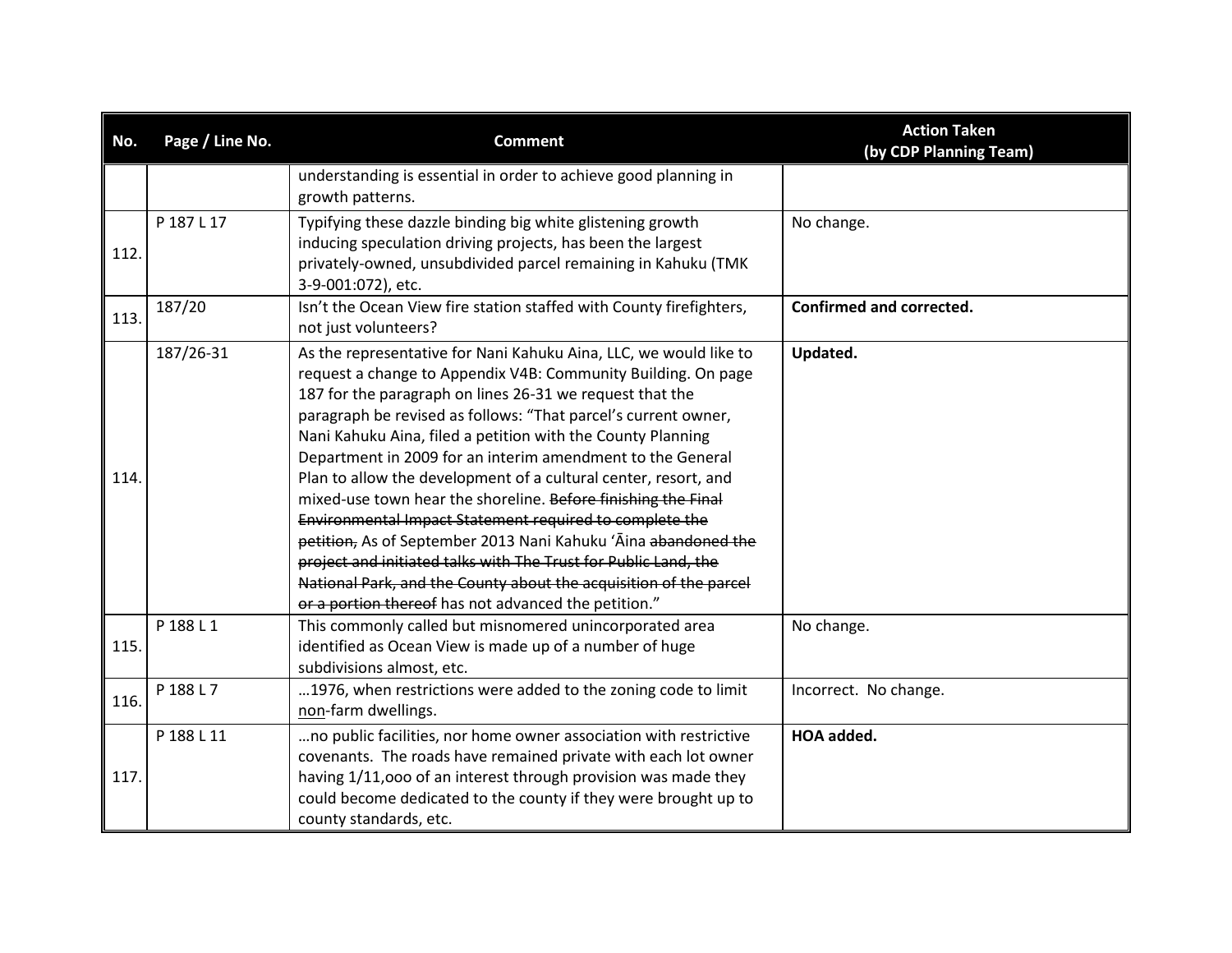| No. | Page / Line No. | Comment | Action Taken (by CDP Planning Team) |
|---|---|---|---|
| | | understanding is essential in order to achieve good planning in growth patterns. | |
| 112. | P 187 L 17 | Typifying these dazzle binding big white glistening growth inducing speculation driving projects, has been the largest privately-owned, unsubdivided parcel remaining in Kahuku (TMK 3-9-001:072), etc. | No change. |
| 113. | 187/20 | Isn't the Ocean View fire station staffed with County firefighters, not just volunteers? | **Confirmed and corrected.** |
| 114. | 187/26-31 | As the representative for Nani Kahuku Aina, LLC, we would like to request a change to Appendix V4B: Community Building. On page 187 for the paragraph on lines 26-31 we request that the paragraph be revised as follows: "That parcel's current owner, Nani Kahuku Aina, filed a petition with the County Planning Department in 2009 for an interim amendment to the General Plan to allow the development of a cultural center, resort, and mixed-use town hear the shoreline. ~~Before finishing the Final Environmental Impact Statement required to complete the petition,~~ As of September 2013 Nani Kahuku ʻĀina ~~abandoned the project and initiated talks with The Trust for Public Land, the National Park, and the County about the acquisition of the parcel or a portion thereof~~ has not advanced the petition." | **Updated.** |
| 115. | P 188 L 1 | This commonly called but misnomered unincorporated area identified as Ocean View is made up of a number of huge subdivisions almost, etc. | No change. |
| 116. | P 188 L 7 | …1976, when restrictions were added to the zoning code to limit <u>non</u>-farm dwellings. | Incorrect. No change. |
| 117. | P 188 L 11 | …no public facilities, nor home owner association with restrictive covenants. The roads have remained private with each lot owner having 1/11,ooo of an interest through provision was made they could become dedicated to the county if they were brought up to county standards, etc. | **HOA added.** |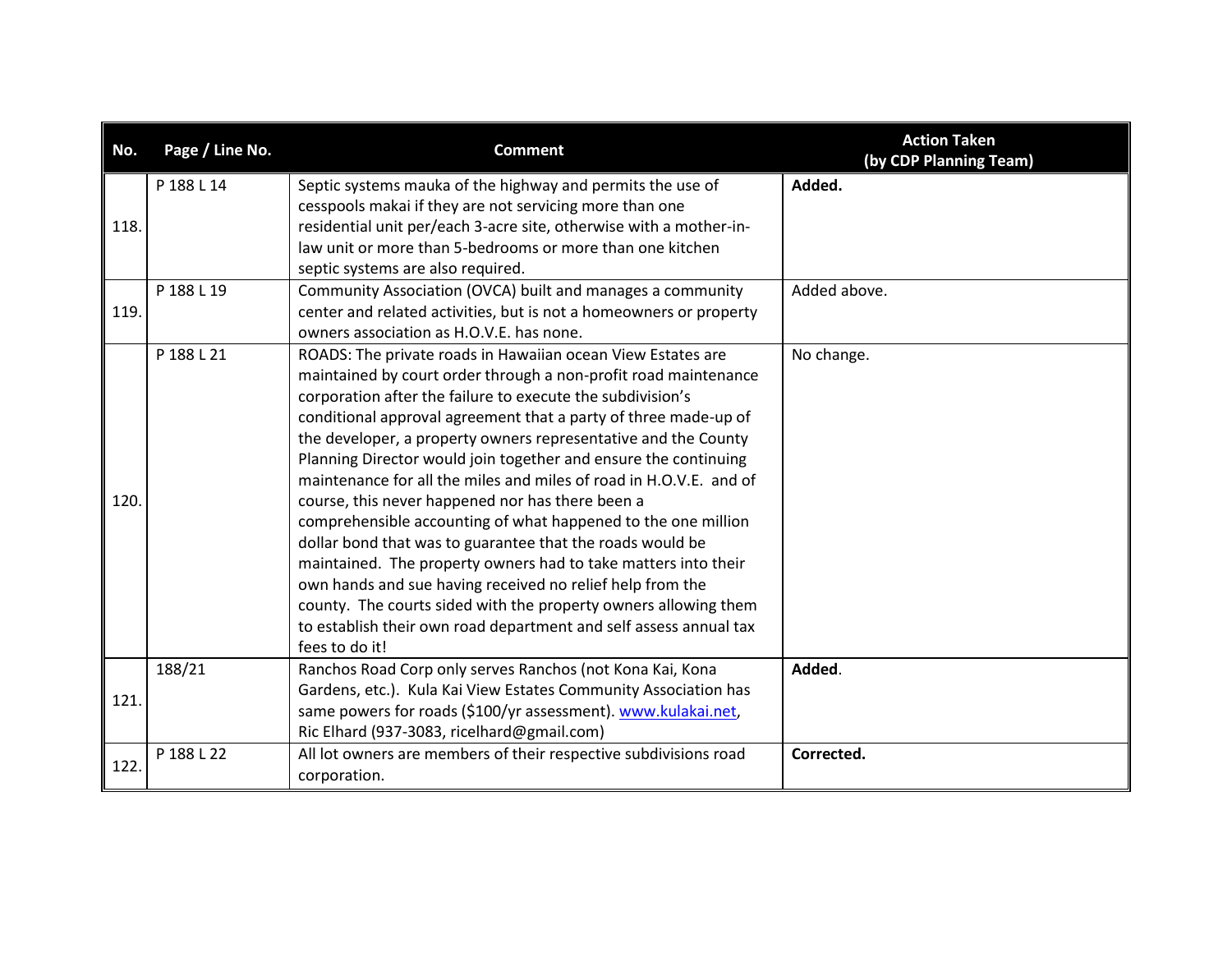| No. | Page / Line No. | Comment | Action Taken (by CDP Planning Team) |
|---|---|---|---|
| 118. | P 188 L 14 | Septic systems mauka of the highway and permits the use of cesspools makai if they are not servicing more than one residential unit per/each 3-acre site, otherwise with a mother-in-law unit or more than 5-bedrooms or more than one kitchen septic systems are also required. | **Added.** |
| 119. | P 188 L 19 | Community Association (OVCA) built and manages a community center and related activities, but is not a homeowners or property owners association as H.O.V.E. has none. | Added above. |
| 120. | P 188 L 21 | ROADS: The private roads in Hawaiian ocean View Estates are maintained by court order through a non-profit road maintenance corporation after the failure to execute the subdivision's conditional approval agreement that a party of three made-up of the developer, a property owners representative and the County Planning Director would join together and ensure the continuing maintenance for all the miles and miles of road in H.O.V.E. and of course, this never happened nor has there been a comprehensible accounting of what happened to the one million dollar bond that was to guarantee that the roads would be maintained. The property owners had to take matters into their own hands and sue having received no relief help from the county. The courts sided with the property owners allowing them to establish their own road department and self assess annual tax fees to do it! | No change. |
| 121. | 188/21 | Ranchos Road Corp only serves Ranchos (not Kona Kai, Kona Gardens, etc.). Kula Kai View Estates Community Association has same powers for roads ($100/yr assessment). www.kulakai.net, Ric Elhard (937-3083, ricelhard@gmail.com) | **Added**. |
| 122. | P 188 L 22 | All lot owners are members of their respective subdivisions road corporation. | **Corrected.** |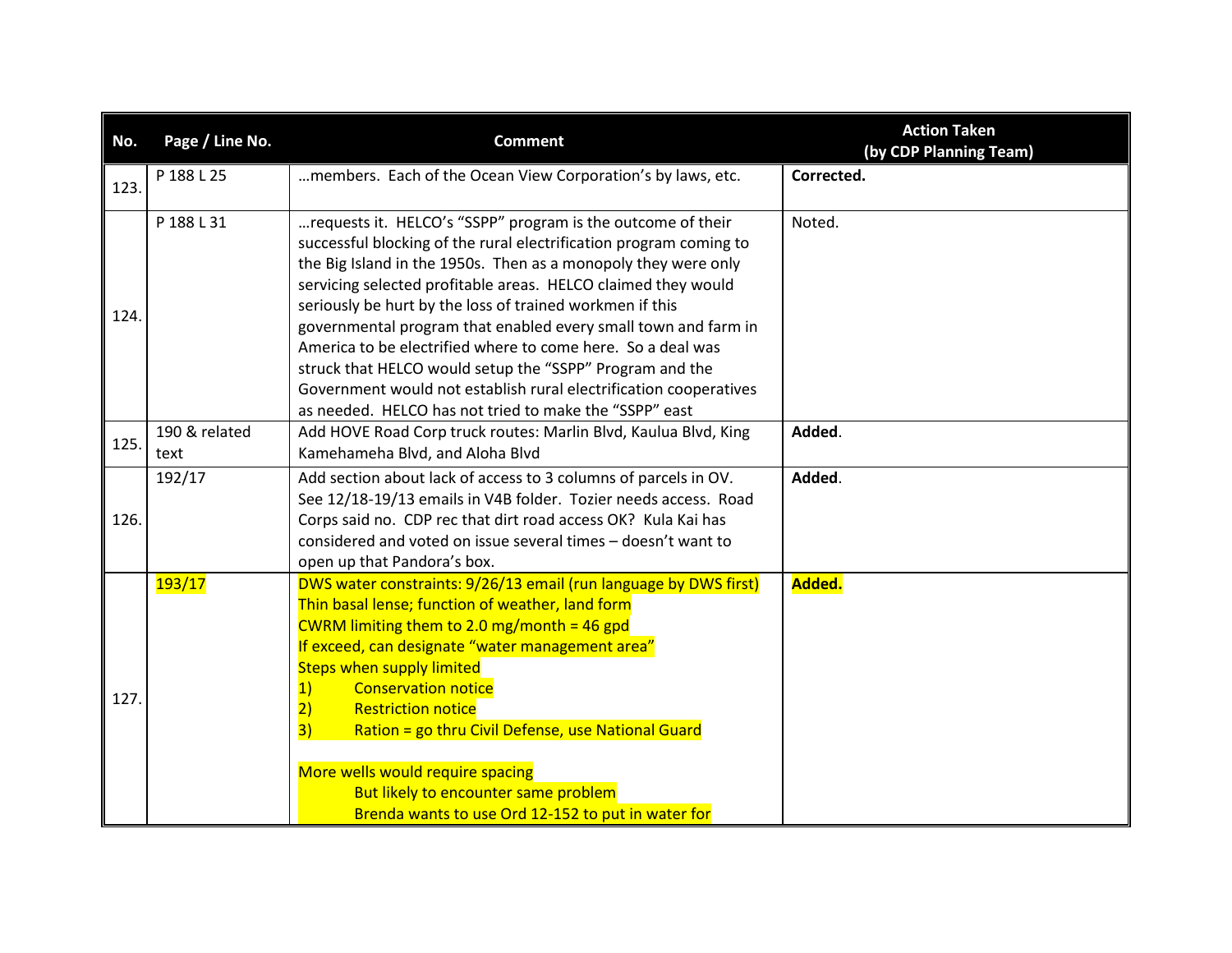| No. | Page / Line No. | Comment | Action Taken (by CDP Planning Team) |
|---|---|---|---|
| 123. | P 188 L 25 | …members. Each of the Ocean View Corporation's by laws, etc. | **Corrected.** |
| 124. | P 188 L 31 | …requests it. HELCO's "SSPP" program is the outcome of their successful blocking of the rural electrification program coming to the Big Island in the 1950s. Then as a monopoly they were only servicing selected profitable areas. HELCO claimed they would seriously be hurt by the loss of trained workmen if this governmental program that enabled every small town and farm in America to be electrified where to come here. So a deal was struck that HELCO would setup the "SSPP" Program and the Government would not establish rural electrification cooperatives as needed. HELCO has not tried to make the "SSPP" east | Noted. |
| 125. | 190 & related text | Add HOVE Road Corp truck routes: Marlin Blvd, Kaulua Blvd, King Kamehameha Blvd, and Aloha Blvd | **Added**. |
| 126. | 192/17 | Add section about lack of access to 3 columns of parcels in OV. See 12/18-19/13 emails in V4B folder. Tozier needs access. Road Corps said no. CDP rec that dirt road access OK? Kula Kai has considered and voted on issue several times – doesn't want to open up that Pandora's box. | **Added**. |
| 127. | 193/17 | DWS water constraints: 9/26/13 email (run language by DWS first)<br>Thin basal lense; function of weather, land form<br>CWRM limiting them to 2.0 mg/month = 46 gpd<br>If exceed, can designate "water management area"<br>Steps when supply limited<br>1) Conservation notice<br>2) Restriction notice<br>3) Ration = go thru Civil Defense, use National Guard<br><br>More wells would require spacing<br>But likely to encounter same problem<br>Brenda wants to use Ord 12-152 to put in water for | **Added.** |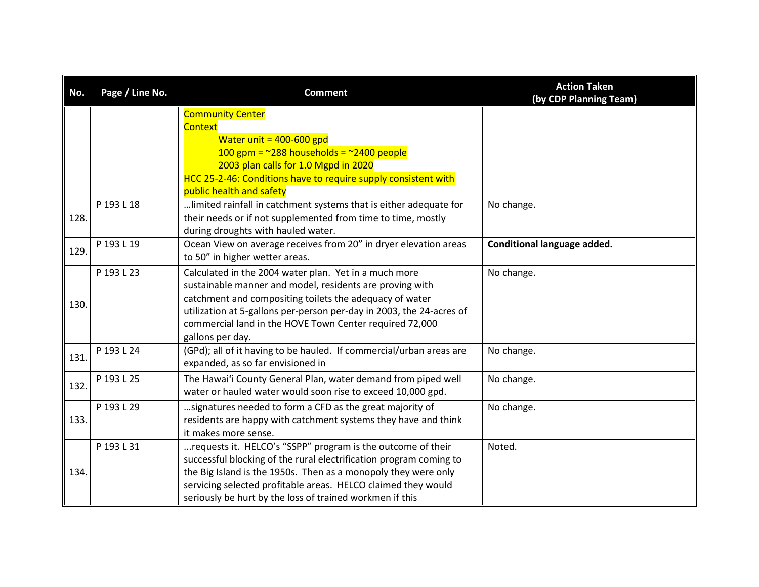| No. | Page / Line No. | Comment | Action Taken (by CDP Planning Team) |
|---|---|---|---|
| | | Community Center<br>Context<br>Water unit = 400-600 gpd<br>100 gpm = ~288 households = ~2400 people<br>2003 plan calls for 1.0 Mgpd in 2020<br>HCC 25-2-46: Conditions have to require supply consistent with public health and safety | |
| 128. | P 193 L 18 | …limited rainfall in catchment systems that is either adequate for their needs or if not supplemented from time to time, mostly during droughts with hauled water. | No change. |
| 129. | P 193 L 19 | Ocean View on average receives from 20" in dryer elevation areas to 50" in higher wetter areas. | **Conditional language added.** |
| 130. | P 193 L 23 | Calculated in the 2004 water plan. Yet in a much more sustainable manner and model, residents are proving with catchment and compositing toilets the adequacy of water utilization at 5-gallons per-person per-day in 2003, the 24-acres of commercial land in the HOVE Town Center required 72,000 gallons per day. | No change. |
| 131. | P 193 L 24 | (GPd); all of it having to be hauled. If commercial/urban areas are expanded, as so far envisioned in | No change. |
| 132. | P 193 L 25 | The Hawai'i County General Plan, water demand from piped well water or hauled water would soon rise to exceed 10,000 gpd. | No change. |
| 133. | P 193 L 29 | …signatures needed to form a CFD as the great majority of residents are happy with catchment systems they have and think it makes more sense. | No change. |
| 134. | P 193 L 31 | ...requests it. HELCO's "SSPP" program is the outcome of their successful blocking of the rural electrification program coming to the Big Island is the 1950s. Then as a monopoly they were only servicing selected profitable areas. HELCO claimed they would seriously be hurt by the loss of trained workmen if this | Noted. |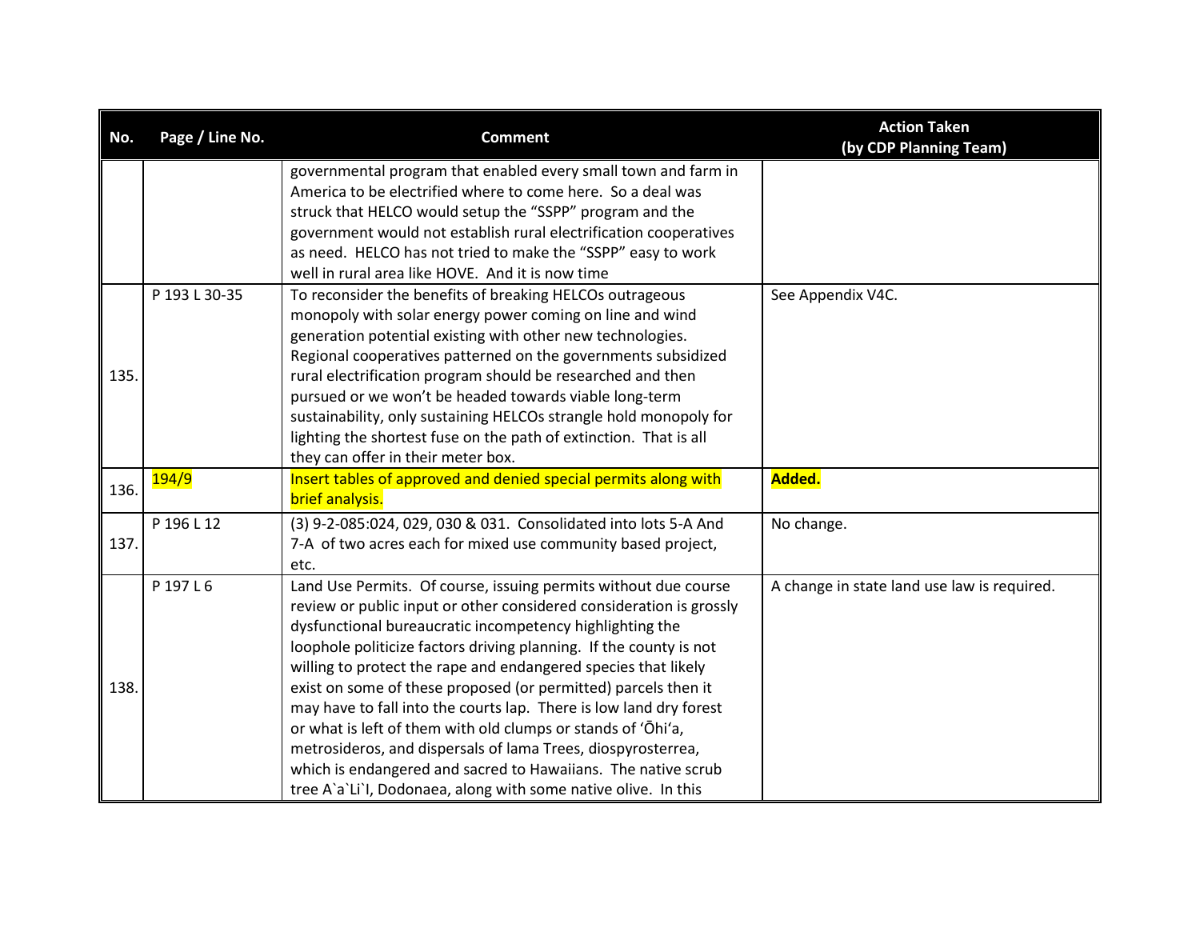| No. | Page / Line No. | Comment | Action Taken (by CDP Planning Team) |
|---|---|---|---|
| | | governmental program that enabled every small town and farm in America to be electrified where to come here. So a deal was struck that HELCO would setup the "SSPP" program and the government would not establish rural electrification cooperatives as need. HELCO has not tried to make the "SSPP" easy to work well in rural area like HOVE. And it is now time | |
| 135. | P 193 L 30-35 | To reconsider the benefits of breaking HELCOs outrageous monopoly with solar energy power coming on line and wind generation potential existing with other new technologies. Regional cooperatives patterned on the governments subsidized rural electrification program should be researched and then pursued or we won't be headed towards viable long-term sustainability, only sustaining HELCOs strangle hold monopoly for lighting the shortest fuse on the path of extinction. That is all they can offer in their meter box. | See Appendix V4C. |
| 136. | 194/9 | Insert tables of approved and denied special permits along with brief analysis. | **Added.** |
| 137. | P 196 L 12 | (3) 9-2-085:024, 029, 030 & 031. Consolidated into lots 5-A And 7-A of two acres each for mixed use community based project, etc. | No change. |
| 138. | P 197 L 6 | Land Use Permits. Of course, issuing permits without due course review or public input or other considered consideration is grossly dysfunctional bureaucratic incompetency highlighting the loophole politicize factors driving planning. If the county is not willing to protect the rape and endangered species that likely exist on some of these proposed (or permitted) parcels then it may have to fall into the courts lap. There is low land dry forest or what is left of them with old clumps or stands of ʻŌhiʻa, metrosideros, and dispersals of lama Trees, diospyrosterrea, which is endangered and sacred to Hawaiians. The native scrub tree A`a`Li`I, Dodonaea, along with some native olive. In this | A change in state land use law is required. |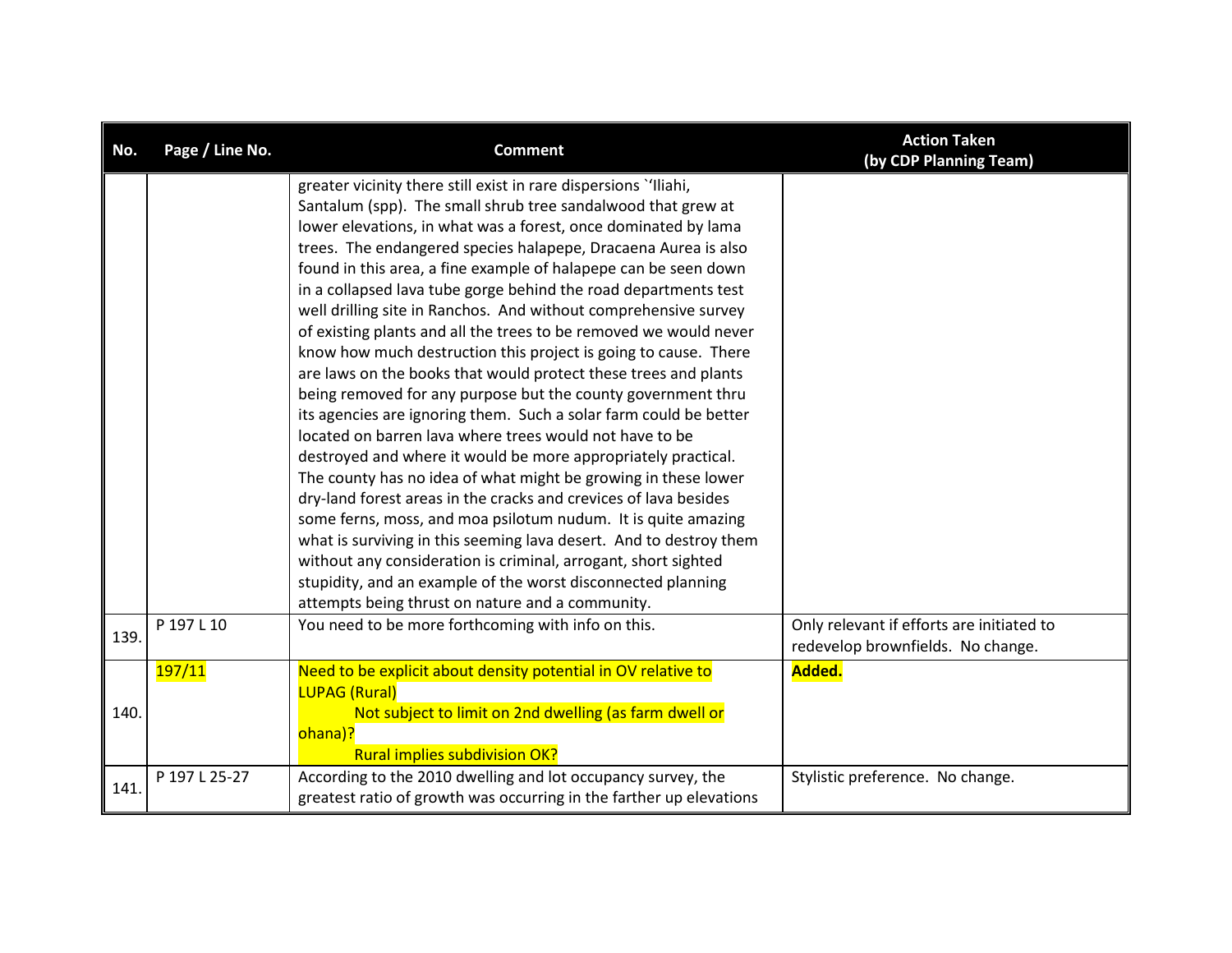| No. | Page / Line No. | Comment | Action Taken (by CDP Planning Team) |
|---|---|---|---|
| | | greater vicinity there still exist in rare dispersions `'Iliahi, Santalum (spp). The small shrub tree sandalwood that grew at lower elevations, in what was a forest, once dominated by lama trees. The endangered species halapepe, Dracaena Aurea is also found in this area, a fine example of halapepe can be seen down in a collapsed lava tube gorge behind the road departments test well drilling site in Ranchos. And without comprehensive survey of existing plants and all the trees to be removed we would never know how much destruction this project is going to cause. There are laws on the books that would protect these trees and plants being removed for any purpose but the county government thru its agencies are ignoring them. Such a solar farm could be better located on barren lava where trees would not have to be destroyed and where it would be more appropriately practical. The county has no idea of what might be growing in these lower dry-land forest areas in the cracks and crevices of lava besides some ferns, moss, and moa psilotum nudum. It is quite amazing what is surviving in this seeming lava desert. And to destroy them without any consideration is criminal, arrogant, short sighted stupidity, and an example of the worst disconnected planning attempts being thrust on nature and a community. | |
| 139. | P 197 L 10 | You need to be more forthcoming with info on this. | Only relevant if efforts are initiated to redevelop brownfields. No change. |
| 140. | 197/11 | Need to be explicit about density potential in OV relative to LUPAG (Rural)<br>Not subject to limit on 2nd dwelling (as farm dwell or ohana)?<br>Rural implies subdivision OK? | **Added.** |
| 141. | P 197 L 25-27 | According to the 2010 dwelling and lot occupancy survey, the greatest ratio of growth was occurring in the farther up elevations | Stylistic preference. No change. |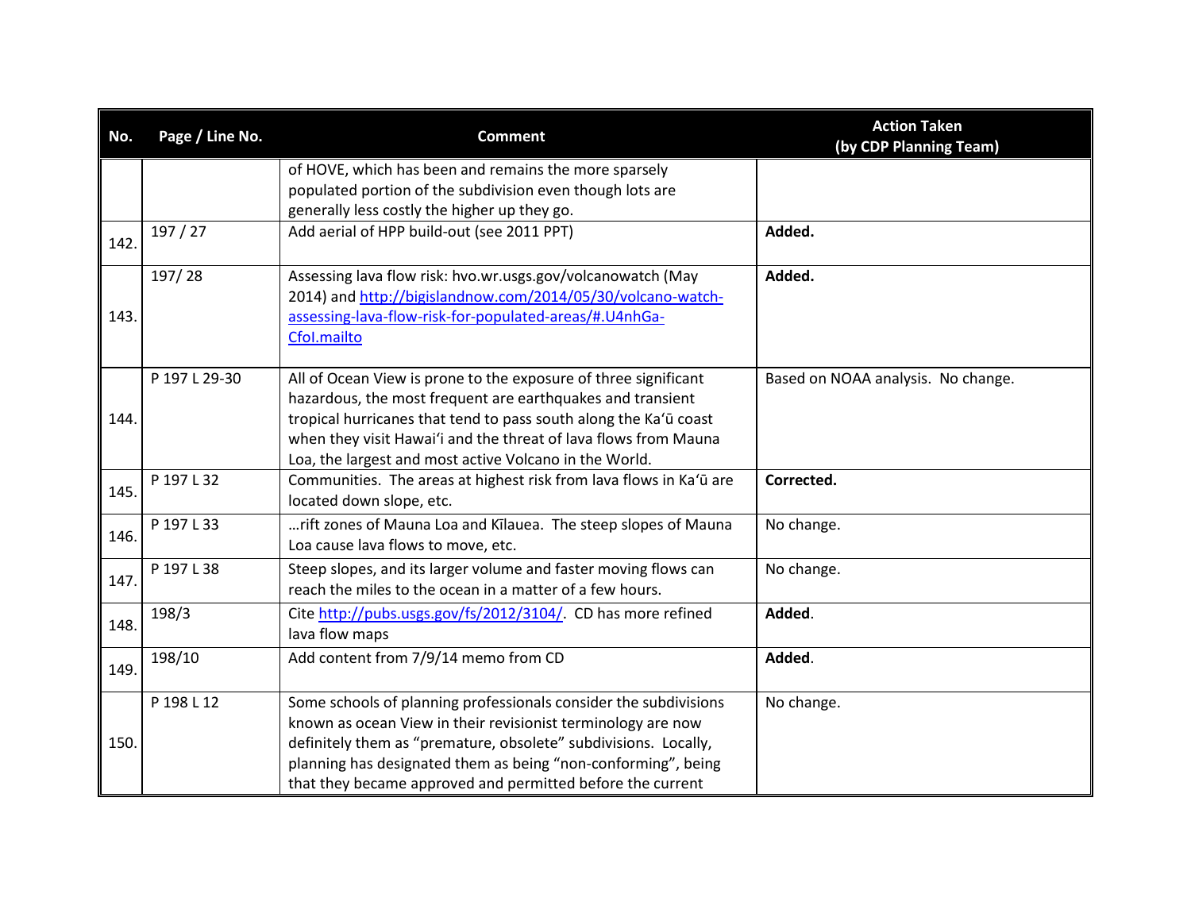| No. | Page / Line No. | Comment | Action Taken (by CDP Planning Team) |
|---|---|---|---|
| | | of HOVE, which has been and remains the more sparsely populated portion of the subdivision even though lots are generally less costly the higher up they go. | |
| 142. | 197 / 27 | Add aerial of HPP build-out (see 2011 PPT) | **Added.** |
| 143. | 197/ 28 | Assessing lava flow risk: hvo.wr.usgs.gov/volcanowatch (May 2014) and [http://bigislandnow.com/2014/05/30/volcano-watch-assessing-lava-flow-risk-for-populated-areas/#.U4nhGa-CfoI.mailto](http://bigislandnow.com/2014/05/30/volcano-watch-assessing-lava-flow-risk-for-populated-areas/#.U4nhGa-CfoI.mailto) | **Added.** |
| 144. | P 197 L 29-30 | All of Ocean View is prone to the exposure of three significant hazardous, the most frequent are earthquakes and transient tropical hurricanes that tend to pass south along the Kaʻū coast when they visit Hawaiʻi and the threat of lava flows from Mauna Loa, the largest and most active Volcano in the World. | Based on NOAA analysis. No change. |
| 145. | P 197 L 32 | Communities. The areas at highest risk from lava flows in Kaʻū are located down slope, etc. | **Corrected.** |
| 146. | P 197 L 33 | …rift zones of Mauna Loa and Kīlauea. The steep slopes of Mauna Loa cause lava flows to move, etc. | No change. |
| 147. | P 197 L 38 | Steep slopes, and its larger volume and faster moving flows can reach the miles to the ocean in a matter of a few hours. | No change. |
| 148. | 198/3 | Cite [http://pubs.usgs.gov/fs/2012/3104/](http://pubs.usgs.gov/fs/2012/3104/). CD has more refined lava flow maps | **Added**. |
| 149. | 198/10 | Add content from 7/9/14 memo from CD | **Added**. |
| 150. | P 198 L 12 | Some schools of planning professionals consider the subdivisions known as ocean View in their revisionist terminology are now definitely them as "premature, obsolete" subdivisions. Locally, planning has designated them as being "non-conforming", being that they became approved and permitted before the current | No change. |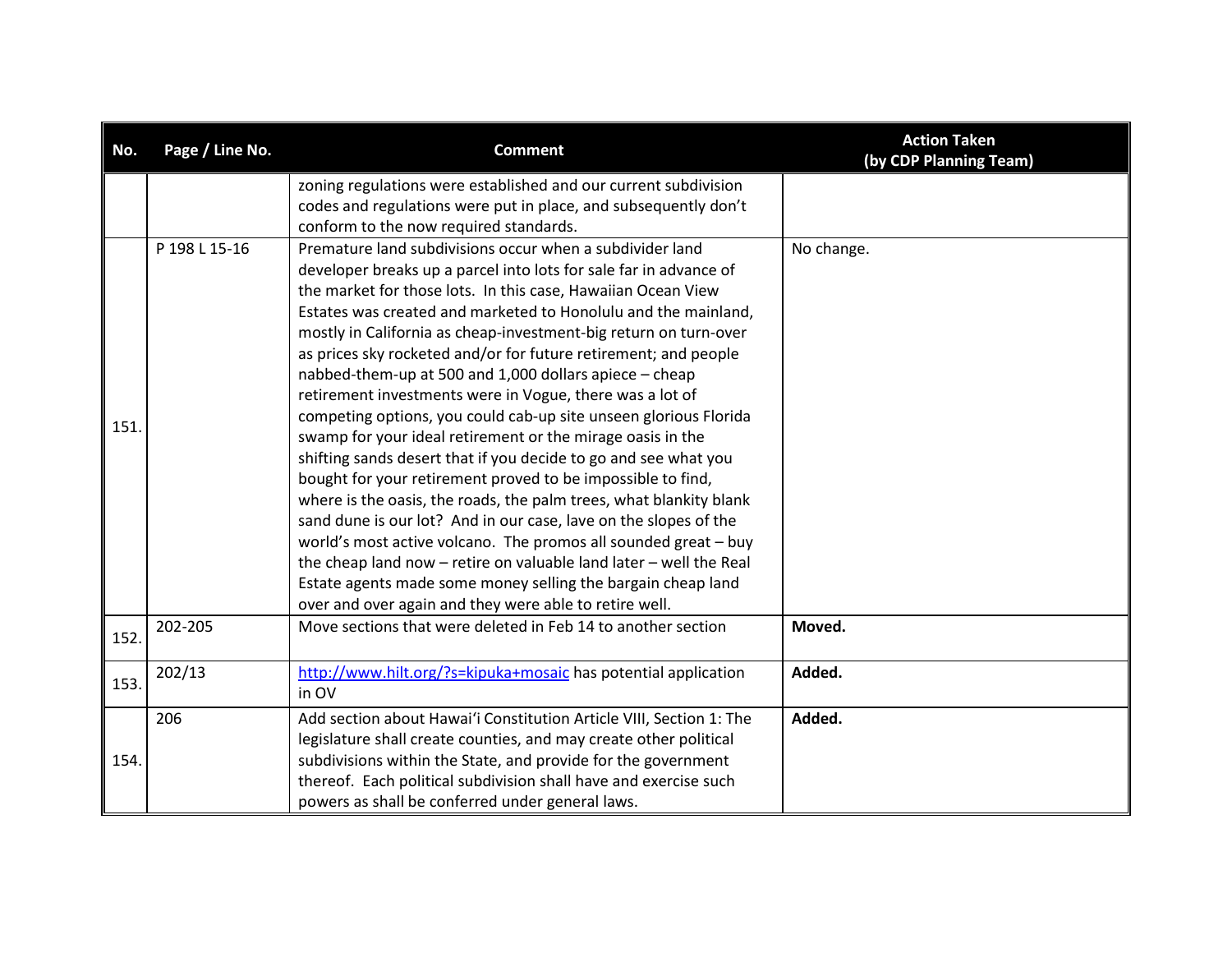| No. | Page / Line No. | Comment | Action Taken (by CDP Planning Team) |
|---|---|---|---|
| | | zoning regulations were established and our current subdivision codes and regulations were put in place, and subsequently don't conform to the now required standards. | |
| 151. | P 198 L 15-16 | Premature land subdivisions occur when a subdivider land developer breaks up a parcel into lots for sale far in advance of the market for those lots. In this case, Hawaiian Ocean View Estates was created and marketed to Honolulu and the mainland, mostly in California as cheap-investment-big return on turn-over as prices sky rocketed and/or for future retirement; and people nabbed-them-up at 500 and 1,000 dollars apiece – cheap retirement investments were in Vogue, there was a lot of competing options, you could cab-up site unseen glorious Florida swamp for your ideal retirement or the mirage oasis in the shifting sands desert that if you decide to go and see what you bought for your retirement proved to be impossible to find, where is the oasis, the roads, the palm trees, what blankity blank sand dune is our lot? And in our case, lave on the slopes of the world's most active volcano. The promos all sounded great – buy the cheap land now – retire on valuable land later – well the Real Estate agents made some money selling the bargain cheap land over and over again and they were able to retire well. | No change. |
| 152. | 202-205 | Move sections that were deleted in Feb 14 to another section | **Moved.** |
| 153. | 202/13 | http://www.hilt.org/?s=kipuka+mosaic has potential application in OV | **Added.** |
| 154. | 206 | Add section about Hawaiʻi Constitution Article VIII, Section 1: The legislature shall create counties, and may create other political subdivisions within the State, and provide for the government thereof. Each political subdivision shall have and exercise such powers as shall be conferred under general laws. | **Added.** |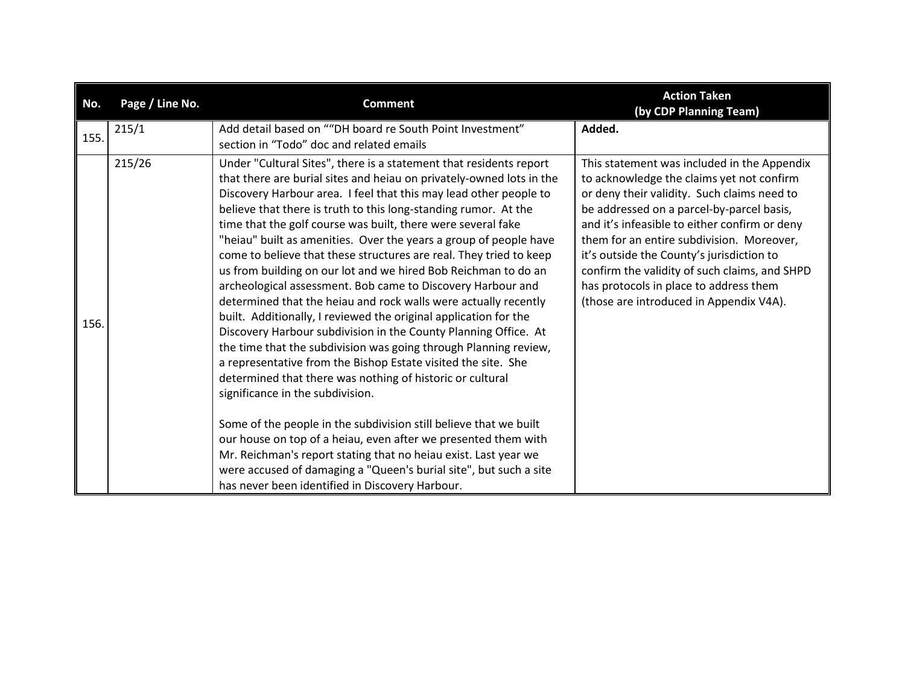| No. | Page / Line No. | Comment | Action Taken (by CDP Planning Team) |
|---|---|---|---|
| 155. | 215/1 | Add detail based on ""DH board re South Point Investment" section in "Todo" doc and related emails | **Added.** |
| 156. | 215/26 | Under "Cultural Sites", there is a statement that residents report that there are burial sites and heiau on privately-owned lots in the Discovery Harbour area. I feel that this may lead other people to believe that there is truth to this long-standing rumor. At the time that the golf course was built, there were several fake "heiau" built as amenities. Over the years a group of people have come to believe that these structures are real. They tried to keep us from building on our lot and we hired Bob Reichman to do an archeological assessment. Bob came to Discovery Harbour and determined that the heiau and rock walls were actually recently built. Additionally, I reviewed the original application for the Discovery Harbour subdivision in the County Planning Office. At the time that the subdivision was going through Planning review, a representative from the Bishop Estate visited the site. She determined that there was nothing of historic or cultural significance in the subdivision.<br><br>Some of the people in the subdivision still believe that we built our house on top of a heiau, even after we presented them with Mr. Reichman's report stating that no heiau exist. Last year we were accused of damaging a "Queen's burial site", but such a site has never been identified in Discovery Harbour. | This statement was included in the Appendix to acknowledge the claims yet not confirm or deny their validity. Such claims need to be addressed on a parcel-by-parcel basis, and it's infeasible to either confirm or deny them for an entire subdivision. Moreover, it's outside the County's jurisdiction to confirm the validity of such claims, and SHPD has protocols in place to address them (those are introduced in Appendix V4A). |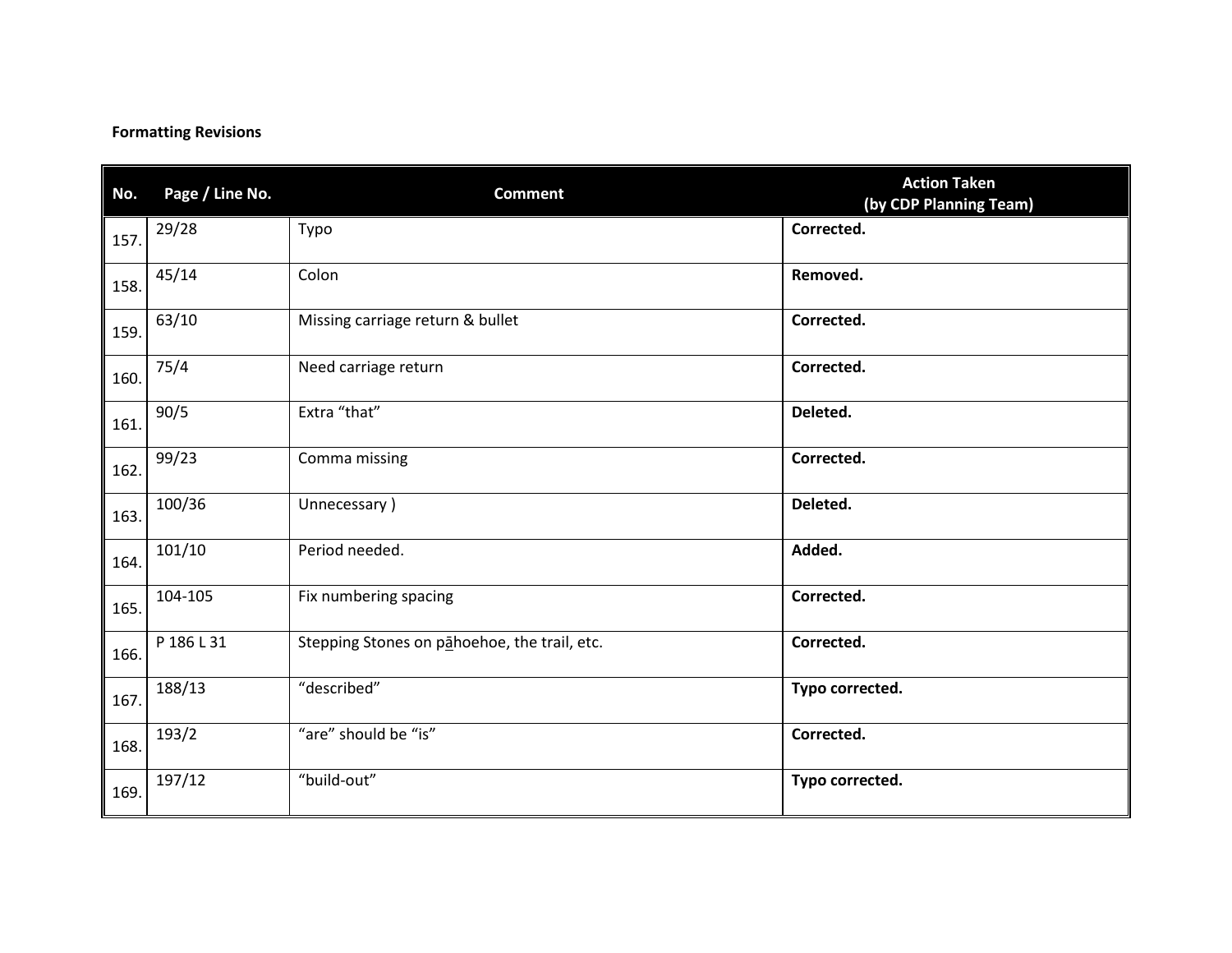**Formatting Revisions**

| No. | Page / Line No. | Comment | Action Taken (by CDP Planning Team) |
|---|---|---|---|
| 157. | 29/28 | Typo | **Corrected.** |
| 158. | 45/14 | Colon | **Removed.** |
| 159. | 63/10 | Missing carriage return & bullet | **Corrected.** |
| 160. | 75/4 | Need carriage return | **Corrected.** |
| 161. | 90/5 | Extra “that” | **Deleted.** |
| 162. | 99/23 | Comma missing | **Corrected.** |
| 163. | 100/36 | Unnecessary ) | **Deleted.** |
| 164. | 101/10 | Period needed. | **Added.** |
| 165. | 104-105 | Fix numbering spacing | **Corrected.** |
| 166. | P 186 L 31 | Stepping Stones on pāhoehoe, the trail, etc. | **Corrected.** |
| 167. | 188/13 | “described” | **Typo corrected.** |
| 168. | 193/2 | “are” should be “is” | **Corrected.** |
| 169. | 197/12 | “build-out” | **Typo corrected.** |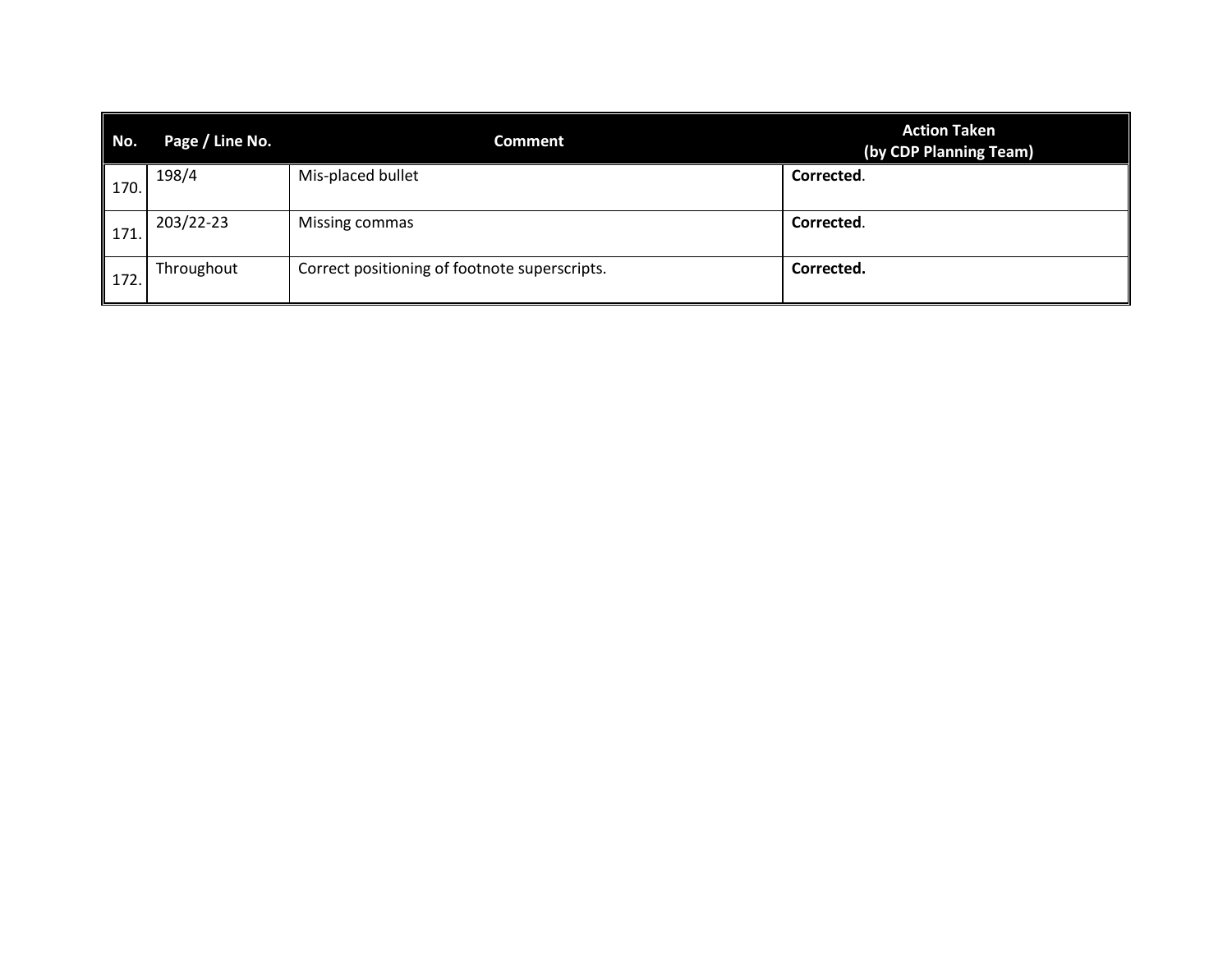| No. | Page / Line No. | Comment | Action Taken (by CDP Planning Team) |
| --- | --- | --- | --- |
| 170. | 198/4 | Mis-placed bullet | **Corrected**. |
| 171. | 203/22-23 | Missing commas | **Corrected**. |
| 172. | Throughout | Correct positioning of footnote superscripts. | **Corrected.** |